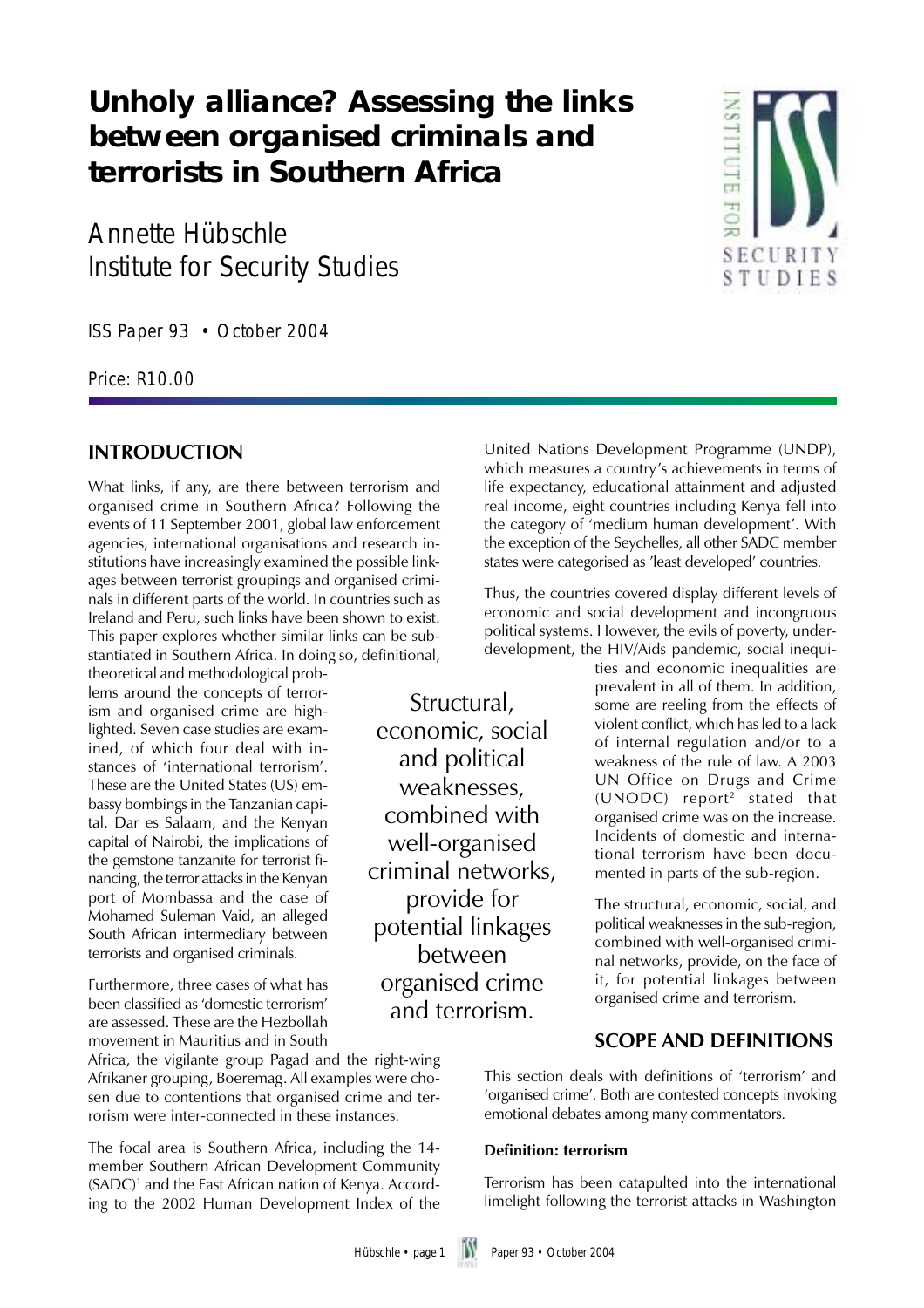# Unholy alliance? Assessing the links between organised criminals and terrorists in Southern Africa

Annette Hübschle
Institute for Security Studies

ISS Paper 93 • October 2004

Price: R10.00

## INTRODUCTION

What links, if any, are there between terrorism and organised crime in Southern Africa? Following the events of 11 September 2001, global law enforcement agencies, international organisations and research institutions have increasingly examined the possible linkages between terrorist groupings and organised criminals in different parts of the world. In countries such as Ireland and Peru, such links have been shown to exist. This paper explores whether similar links can be substantiated in Southern Africa. In doing so, definitional, theoretical and methodological problems around the concepts of terrorism and organised crime are highlighted. Seven case studies are examined, of which four deal with instances of 'international terrorism'. These are the United States (US) embassy bombings in the Tanzanian capital, Dar es Salaam, and the Kenyan capital of Nairobi, the implications of the gemstone tanzanite for terrorist financing, the terror attacks in the Kenyan port of Mombassa and the case of Mohamed Suleman Vaid, an alleged South African intermediary between terrorists and organised criminals.

Furthermore, three cases of what has been classified as 'domestic terrorism' are assessed. These are the Hezbollah movement in Mauritius and in South Africa, the vigilante group Pagad and the right-wing Afrikaner grouping, Boeremag. All examples were chosen due to contentions that organised crime and terrorism were inter-connected in these instances.

The focal area is Southern Africa, including the 14-member Southern African Development Community (SADC)[1] and the East African nation of Kenya. According to the 2002 Human Development Index of the United Nations Development Programme (UNDP), which measures a country's achievements in terms of life expectancy, educational attainment and adjusted real income, eight countries including Kenya fell into the category of 'medium human development'. With the exception of the Seychelles, all other SADC member states were categorised as 'least developed' countries.

Thus, the countries covered display different levels of economic and social development and incongruous political systems. However, the evils of poverty, underdevelopment, the HIV/Aids pandemic, social inequities and economic inequalities are prevalent in all of them. In addition, some are reeling from the effects of violent conflict, which has led to a lack of internal regulation and/or to a weakness of the rule of law. A 2003 UN Office on Drugs and Crime (UNODC) report[2] stated that organised crime was on the increase. Incidents of domestic and international terrorism have been documented in parts of the sub-region.

> Structural, economic, social and political weaknesses, combined with well-organised criminal networks, provide for potential linkages between organised crime and terrorism.

The structural, economic, social, and political weaknesses in the sub-region, combined with well-organised criminal networks, provide, on the face of it, for potential linkages between organised crime and terrorism.

## SCOPE AND DEFINITIONS

This section deals with definitions of 'terrorism' and 'organised crime'. Both are contested concepts invoking emotional debates among many commentators.

### Definition: terrorism

Terrorism has been catapulted into the international limelight following the terrorist attacks in Washington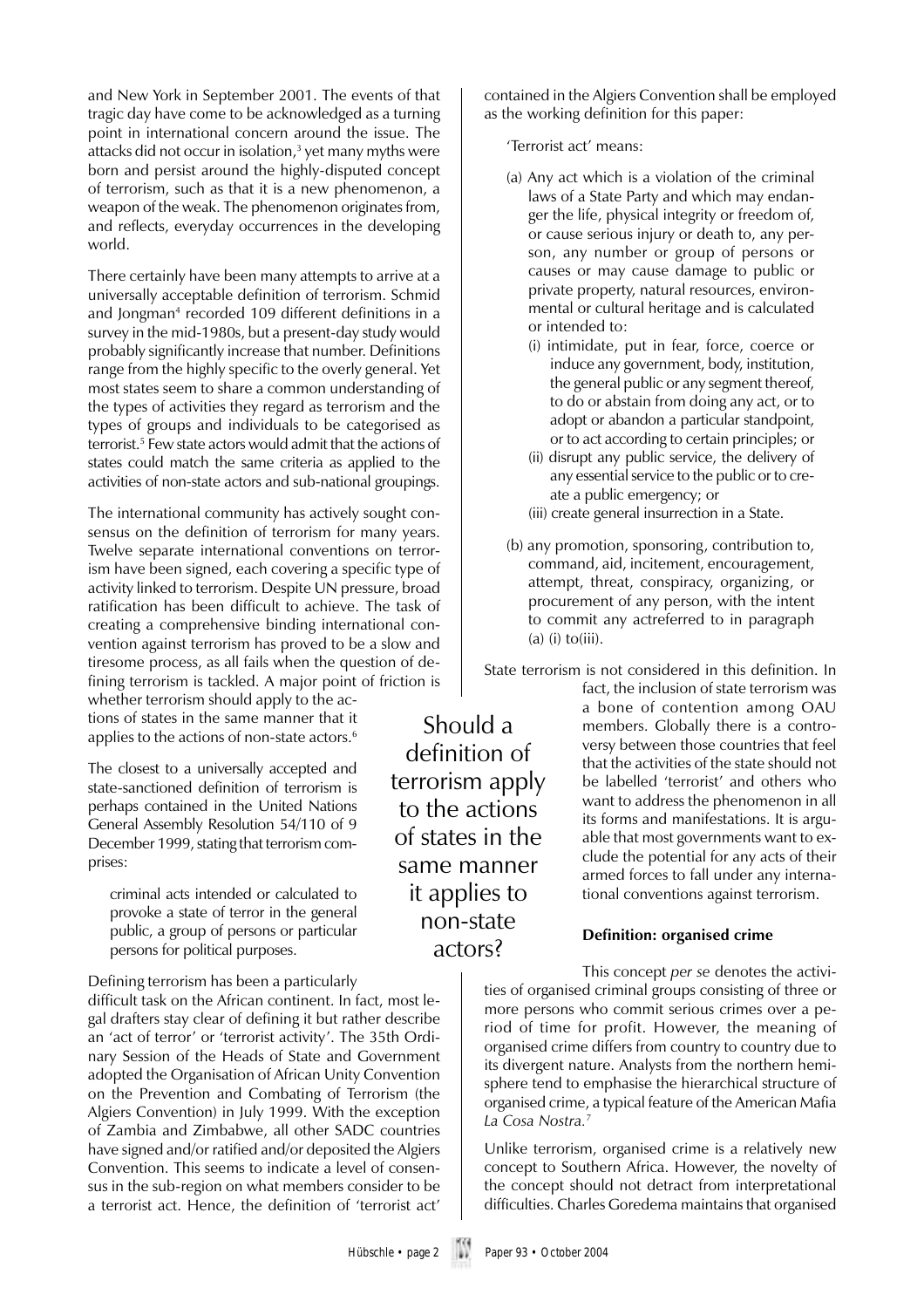and New York in September 2001. The events of that tragic day have come to be acknowledged as a turning point in international concern around the issue. The attacks did not occur in isolation,[3] yet many myths were born and persist around the highly-disputed concept of terrorism, such as that it is a new phenomenon, a weapon of the weak. The phenomenon originates from, and reflects, everyday occurrences in the developing world.

There certainly have been many attempts to arrive at a universally acceptable definition of terrorism. Schmid and Jongman[4] recorded 109 different definitions in a survey in the mid-1980s, but a present-day study would probably significantly increase that number. Definitions range from the highly specific to the overly general. Yet most states seem to share a common understanding of the types of activities they regard as terrorism and the types of groups and individuals to be categorised as terrorist.[5] Few state actors would admit that the actions of states could match the same criteria as applied to the activities of non-state actors and sub-national groupings.

The international community has actively sought consensus on the definition of terrorism for many years. Twelve separate international conventions on terrorism have been signed, each covering a specific type of activity linked to terrorism. Despite UN pressure, broad ratification has been difficult to achieve. The task of creating a comprehensive binding international convention against terrorism has proved to be a slow and tiresome process, as all fails when the question of defining terrorism is tackled. A major point of friction is whether terrorism should apply to the actions of states in the same manner that it applies to the actions of non-state actors.[6]

> Should a definition of terrorism apply to the actions of states in the same manner it applies to non-state actors?

The closest to a universally accepted and state-sanctioned definition of terrorism is perhaps contained in the United Nations General Assembly Resolution 54/110 of 9 December 1999, stating that terrorism comprises:

> criminal acts intended or calculated to provoke a state of terror in the general public, a group of persons or particular persons for political purposes.

Defining terrorism has been a particularly difficult task on the African continent. In fact, most legal drafters stay clear of defining it but rather describe an 'act of terror' or 'terrorist activity'. The 35th Ordinary Session of the Heads of State and Government adopted the Organisation of African Unity Convention on the Prevention and Combating of Terrorism (the Algiers Convention) in July 1999. With the exception of Zambia and Zimbabwe, all other SADC countries have signed and/or ratified and/or deposited the Algiers Convention. This seems to indicate a level of consensus in the sub-region on what members consider to be a terrorist act. Hence, the definition of 'terrorist act' contained in the Algiers Convention shall be employed as the working definition for this paper:

> 'Terrorist act' means:
>
> (a) Any act which is a violation of the criminal laws of a State Party and which may endanger the life, physical integrity or freedom of, or cause serious injury or death to, any person, any number or group of persons or causes or may cause damage to public or private property, natural resources, environmental or cultural heritage and is calculated or intended to:
>    (i) intimidate, put in fear, force, coerce or induce any government, body, institution, the general public or any segment thereof, to do or abstain from doing any act, or to adopt or abandon a particular standpoint, or to act according to certain principles; or
>    (ii) disrupt any public service, the delivery of any essential service to the public or to create a public emergency; or
>    (iii) create general insurrection in a State.
>
> (b) any promotion, sponsoring, contribution to, command, aid, incitement, encouragement, attempt, threat, conspiracy, organizing, or procurement of any person, with the intent to commit any actreferred to in paragraph (a) (i) to(iii).

State terrorism is not considered in this definition. In fact, the inclusion of state terrorism was a bone of contention among OAU members. Globally there is a controversy between those countries that feel that the activities of the state should not be labelled 'terrorist' and others who want to address the phenomenon in all its forms and manifestations. It is arguable that most governments want to exclude the potential for any acts of their armed forces to fall under any international conventions against terrorism.

**Definition: organised crime**

This concept *per se* denotes the activities of organised criminal groups consisting of three or more persons who commit serious crimes over a period of time for profit. However, the meaning of organised crime differs from country to country due to its divergent nature. Analysts from the northern hemisphere tend to emphasise the hierarchical structure of organised crime, a typical feature of the American Mafia *La Cosa Nostra.*[7]

Unlike terrorism, organised crime is a relatively new concept to Southern Africa. However, the novelty of the concept should not detract from interpretational difficulties. Charles Goredema maintains that organised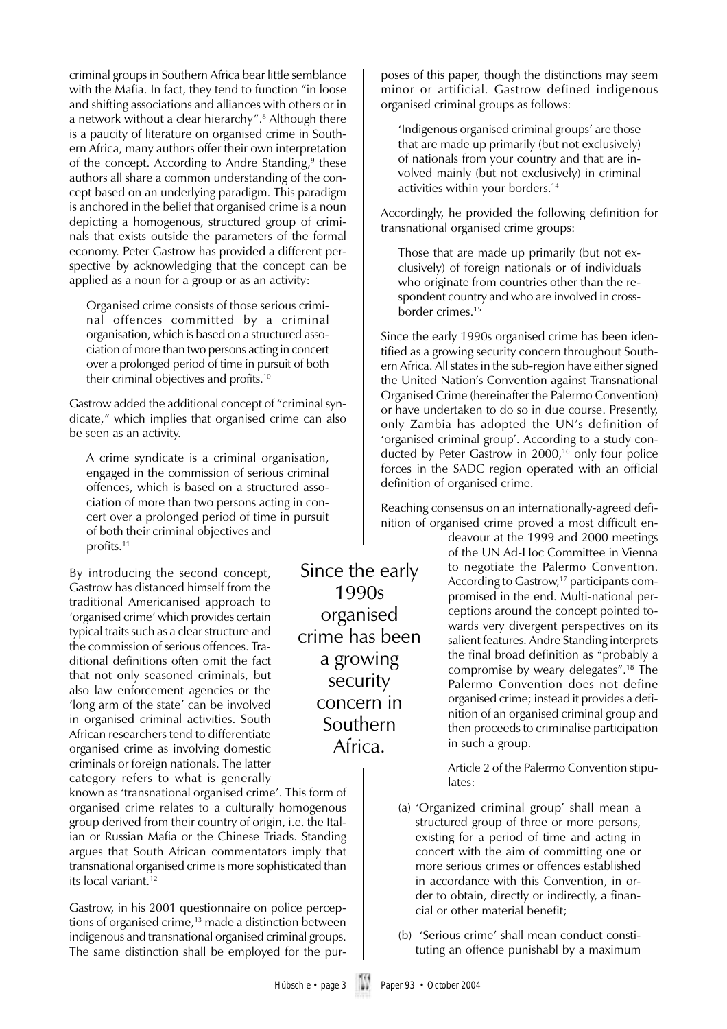criminal groups in Southern Africa bear little semblance with the Mafia. In fact, they tend to function "in loose and shifting associations and alliances with others or in a network without a clear hierarchy".[8] Although there is a paucity of literature on organised crime in Southern Africa, many authors offer their own interpretation of the concept. According to Andre Standing,[9] these authors all share a common understanding of the concept based on an underlying paradigm. This paradigm is anchored in the belief that organised crime is a noun depicting a homogenous, structured group of criminals that exists outside the parameters of the formal economy. Peter Gastrow has provided a different perspective by acknowledging that the concept can be applied as a noun for a group or as an activity:

> Organised crime consists of those serious criminal offences committed by a criminal organisation, which is based on a structured association of more than two persons acting in concert over a prolonged period of time in pursuit of both their criminal objectives and profits.[10]

Gastrow added the additional concept of "criminal syndicate," which implies that organised crime can also be seen as an activity.

> A crime syndicate is a criminal organisation, engaged in the commission of serious criminal offences, which is based on a structured association of more than two persons acting in concert over a prolonged period of time in pursuit of both their criminal objectives and profits.[11]

By introducing the second concept, Gastrow has distanced himself from the traditional Americanised approach to 'organised crime' which provides certain typical traits such as a clear structure and the commission of serious offences. Traditional definitions often omit the fact that not only seasoned criminals, but also law enforcement agencies or the 'long arm of the state' can be involved in organised criminal activities. South African researchers tend to differentiate organised crime as involving domestic criminals or foreign nationals. The latter category refers to what is generally known as 'transnational organised crime'. This form of organised crime relates to a culturally homogenous group derived from their country of origin, i.e. the Italian or Russian Mafia or the Chinese Triads. Standing argues that South African commentators imply that transnational organised crime is more sophisticated than its local variant.[12]

Gastrow, in his 2001 questionnaire on police perceptions of organised crime,[13] made a distinction between indigenous and transnational organised criminal groups. The same distinction shall be employed for the purposes of this paper, though the distinctions may seem minor or artificial. Gastrow defined indigenous organised criminal groups as follows:

> 'Indigenous organised criminal groups' are those that are made up primarily (but not exclusively) of nationals from your country and that are involved mainly (but not exclusively) in criminal activities within your borders.[14]

Accordingly, he provided the following definition for transnational organised crime groups:

> Those that are made up primarily (but not exclusively) of foreign nationals or of individuals who originate from countries other than the respondent country and who are involved in cross-border crimes.[15]

Since the early 1990s organised crime has been identified as a growing security concern throughout Southern Africa. All states in the sub-region have either signed the United Nation's Convention against Transnational Organised Crime (hereinafter the Palermo Convention) or have undertaken to do so in due course. Presently, only Zambia has adopted the UN's definition of 'organised criminal group'. According to a study conducted by Peter Gastrow in 2000,[16] only four police forces in the SADC region operated with an official definition of organised crime.

Reaching consensus on an internationally-agreed definition of organised crime proved a most difficult endeavour at the 1999 and 2000 meetings of the UN Ad-Hoc Committee in Vienna to negotiate the Palermo Convention. According to Gastrow,[17] participants compromised in the end. Multi-national perceptions around the concept pointed towards very divergent perspectives on its salient features. Andre Standing interprets the final broad definition as "probably a compromise by weary delegates".[18] The Palermo Convention does not define organised crime; instead it provides a definition of an organised criminal group and then proceeds to criminalise participation in such a group.

Article 2 of the Palermo Convention stipulates:

> (a) 'Organized criminal group' shall mean a structured group of three or more persons, existing for a period of time and acting in concert with the aim of committing one or more serious crimes or offences established in accordance with this Convention, in order to obtain, directly or indirectly, a financial or other material benefit;
>
> (b) 'Serious crime' shall mean conduct constituting an offence punishabl by a maximum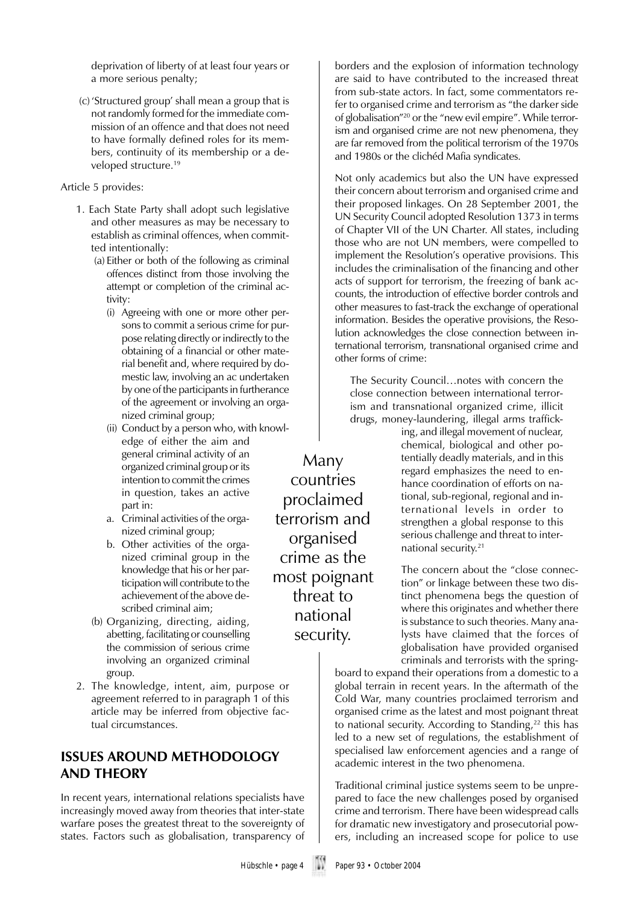deprivation of liberty of at least four years or a more serious penalty;

(c) 'Structured group' shall mean a group that is not randomly formed for the immediate commission of an offence and that does not need to have formally defined roles for its members, continuity of its membership or a developed structure.[19]

Article 5 provides:

1. Each State Party shall adopt such legislative and other measures as may be necessary to establish as criminal offences, when committed intentionally:
   (a) Either or both of the following as criminal offences distinct from those involving the attempt or completion of the criminal activity:
      (i) Agreeing with one or more other persons to commit a serious crime for purpose relating directly or indirectly to the obtaining of a financial or other material benefit and, where required by domestic law, involving an ac undertaken by one of the participants in furtherance of the agreement or involving an organized criminal group;
      (ii) Conduct by a person who, with knowledge of either the aim and general criminal activity of an organized criminal group or its intention to commit the crimes in question, takes an active part in:
         a. Criminal activities of the organized criminal group;
         b. Other activities of the organized criminal group in the knowledge that his or her participation will contribute to the achievement of the above described criminal aim;
   (b) Organizing, directing, aiding, abetting, facilitating or counselling the commission of serious crime involving an organized criminal group.
2. The knowledge, intent, aim, purpose or agreement referred to in paragraph 1 of this article may be inferred from objective factual circumstances.

## ISSUES AROUND METHODOLOGY AND THEORY

In recent years, international relations specialists have increasingly moved away from theories that inter-state warfare poses the greatest threat to the sovereignty of states. Factors such as globalisation, transparency of borders and the explosion of information technology are said to have contributed to the increased threat from sub-state actors. In fact, some commentators refer to organised crime and terrorism as "the darker side of globalisation"[20] or the "new evil empire". While terrorism and organised crime are not new phenomena, they are far removed from the political terrorism of the 1970s and 1980s or the clichéd Mafia syndicates.

Not only academics but also the UN have expressed their concern about terrorism and organised crime and their proposed linkages. On 28 September 2001, the UN Security Council adopted Resolution 1373 in terms of Chapter VII of the UN Charter. All states, including those who are not UN members, were compelled to implement the Resolution's operative provisions. This includes the criminalisation of the financing and other acts of support for terrorism, the freezing of bank accounts, the introduction of effective border controls and other measures to fast-track the exchange of operational information. Besides the operative provisions, the Resolution acknowledges the close connection between international terrorism, transnational organised crime and other forms of crime:

> The Security Council…notes with concern the close connection between international terrorism and transnational organized crime, illicit drugs, money-laundering, illegal arms trafficking, and illegal movement of nuclear, chemical, biological and other potentially deadly materials, and in this regard emphasizes the need to enhance coordination of efforts on national, sub-regional, regional and international levels in order to strengthen a global response to this serious challenge and threat to international security.[21]

> Many countries proclaimed terrorism and organised crime as the most poignant threat to national security.

The concern about the "close connection" or linkage between these two distinct phenomena begs the question of where this originates and whether there is substance to such theories. Many analysts have claimed that the forces of globalisation have provided organised criminals and terrorists with the springboard to expand their operations from a domestic to a global terrain in recent years. In the aftermath of the Cold War, many countries proclaimed terrorism and organised crime as the latest and most poignant threat to national security. According to Standing,[22] this has led to a new set of regulations, the establishment of specialised law enforcement agencies and a range of academic interest in the two phenomena.

Traditional criminal justice systems seem to be unprepared to face the new challenges posed by organised crime and terrorism. There have been widespread calls for dramatic new investigatory and prosecutorial powers, including an increased scope for police to use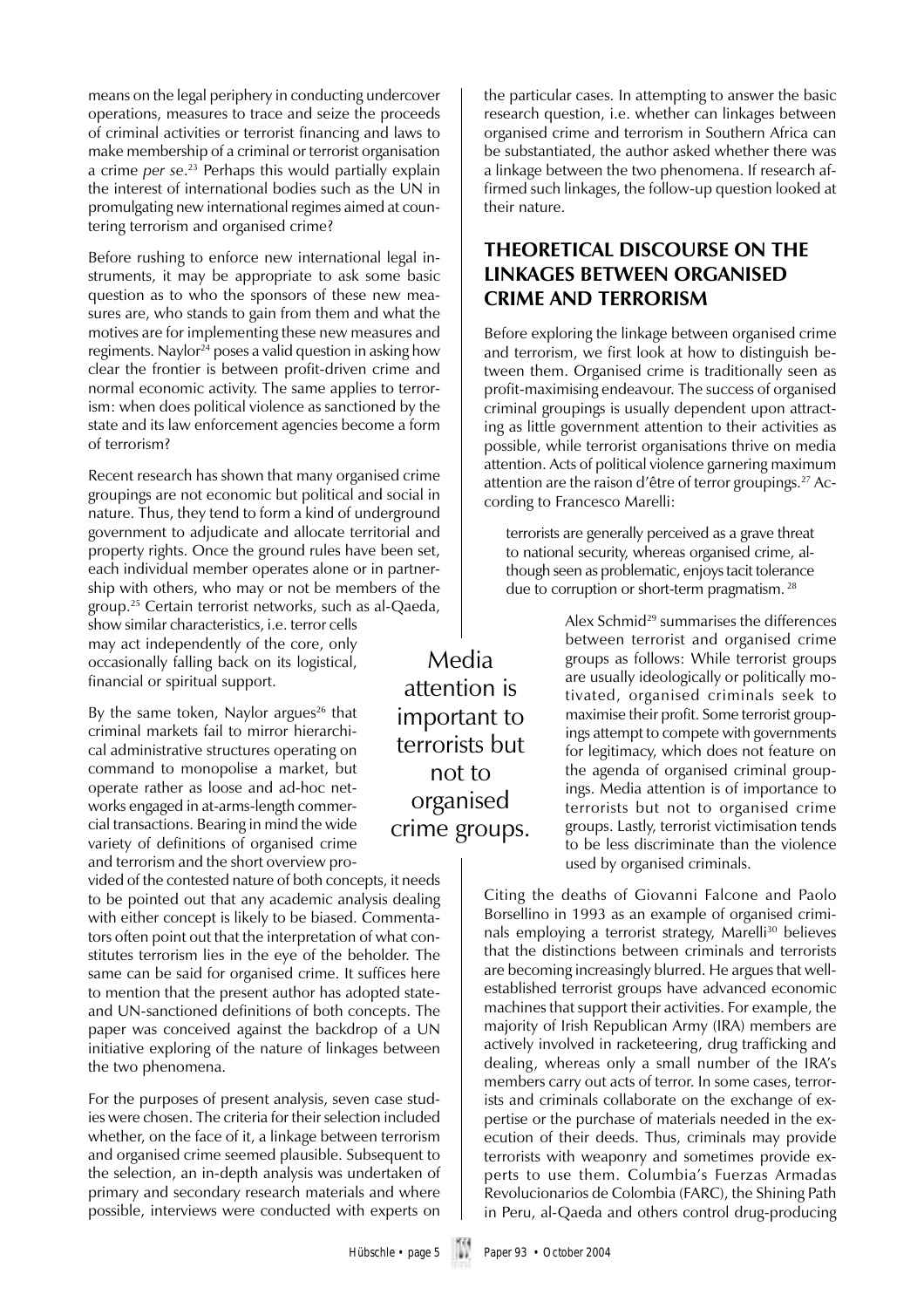means on the legal periphery in conducting undercover operations, measures to trace and seize the proceeds of criminal activities or terrorist financing and laws to make membership of a criminal or terrorist organisation a crime *per se*.[23] Perhaps this would partially explain the interest of international bodies such as the UN in promulgating new international regimes aimed at countering terrorism and organised crime?

Before rushing to enforce new international legal instruments, it may be appropriate to ask some basic question as to who the sponsors of these new measures are, who stands to gain from them and what the motives are for implementing these new measures and regiments. Naylor[24] poses a valid question in asking how clear the frontier is between profit-driven crime and normal economic activity. The same applies to terrorism: when does political violence as sanctioned by the state and its law enforcement agencies become a form of terrorism?

Recent research has shown that many organised crime groupings are not economic but political and social in nature. Thus, they tend to form a kind of underground government to adjudicate and allocate territorial and property rights. Once the ground rules have been set, each individual member operates alone or in partnership with others, who may or not be members of the group.[25] Certain terrorist networks, such as al-Qaeda, show similar characteristics, i.e. terror cells may act independently of the core, only occasionally falling back on its logistical, financial or spiritual support.

By the same token, Naylor argues[26] that criminal markets fail to mirror hierarchical administrative structures operating on command to monopolise a market, but operate rather as loose and ad-hoc networks engaged in at-arms-length commercial transactions. Bearing in mind the wide variety of definitions of organised crime and terrorism and the short overview provided of the contested nature of both concepts, it needs to be pointed out that any academic analysis dealing with either concept is likely to be biased. Commentators often point out that the interpretation of what constitutes terrorism lies in the eye of the beholder. The same can be said for organised crime. It suffices here to mention that the present author has adopted state- and UN-sanctioned definitions of both concepts. The paper was conceived against the backdrop of a UN initiative exploring of the nature of linkages between the two phenomena.

For the purposes of present analysis, seven case studies were chosen. The criteria for their selection included whether, on the face of it, a linkage between terrorism and organised crime seemed plausible. Subsequent to the selection, an in-depth analysis was undertaken of primary and secondary research materials and where possible, interviews were conducted with experts on the particular cases. In attempting to answer the basic research question, i.e. whether can linkages between organised crime and terrorism in Southern Africa can be substantiated, the author asked whether there was a linkage between the two phenomena. If research affirmed such linkages, the follow-up question looked at their nature.

## THEORETICAL DISCOURSE ON THE LINKAGES BETWEEN ORGANISED CRIME AND TERRORISM

Before exploring the linkage between organised crime and terrorism, we first look at how to distinguish between them. Organised crime is traditionally seen as profit-maximising endeavour. The success of organised criminal groupings is usually dependent upon attracting as little government attention to their activities as possible, while terrorist organisations thrive on media attention. Acts of political violence garnering maximum attention are the raison d'être of terror groupings.[27] According to Francesco Marelli:

> terrorists are generally perceived as a grave threat to national security, whereas organised crime, although seen as problematic, enjoys tacit tolerance due to corruption or short-term pragmatism.[28]

Media attention is important to terrorists but not to organised crime groups.

Alex Schmid[29] summarises the differences between terrorist and organised crime groups as follows: While terrorist groups are usually ideologically or politically motivated, organised criminals seek to maximise their profit. Some terrorist groupings attempt to compete with governments for legitimacy, which does not feature on the agenda of organised criminal groupings. Media attention is of importance to terrorists but not to organised crime groups. Lastly, terrorist victimisation tends to be less discriminate than the violence used by organised criminals.

Citing the deaths of Giovanni Falcone and Paolo Borsellino in 1993 as an example of organised criminals employing a terrorist strategy, Marelli[30] believes that the distinctions between criminals and terrorists are becoming increasingly blurred. He argues that well-established terrorist groups have advanced economic machines that support their activities. For example, the majority of Irish Republican Army (IRA) members are actively involved in racketeering, drug trafficking and dealing, whereas only a small number of the IRA's members carry out acts of terror. In some cases, terrorists and criminals collaborate on the exchange of expertise or the purchase of materials needed in the execution of their deeds. Thus, criminals may provide terrorists with weaponry and sometimes provide experts to use them. Columbia's Fuerzas Armadas Revolucionarios de Colombia (FARC), the Shining Path in Peru, al-Qaeda and others control drug-producing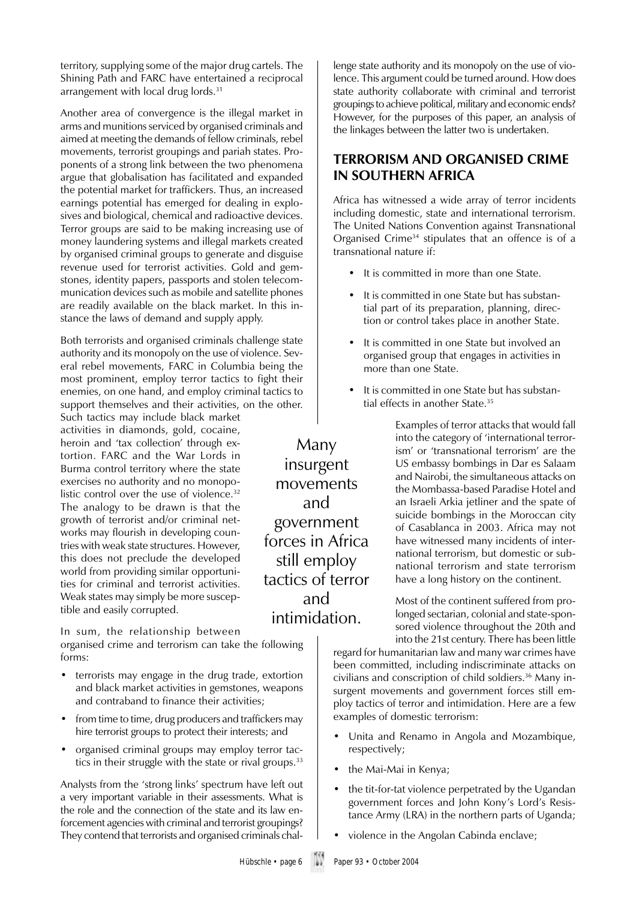territory, supplying some of the major drug cartels. The Shining Path and FARC have entertained a reciprocal arrangement with local drug lords.[31]

Another area of convergence is the illegal market in arms and munitions serviced by organised criminals and aimed at meeting the demands of fellow criminals, rebel movements, terrorist groupings and pariah states. Proponents of a strong link between the two phenomena argue that globalisation has facilitated and expanded the potential market for traffickers. Thus, an increased earnings potential has emerged for dealing in explosives and biological, chemical and radioactive devices. Terror groups are said to be making increasing use of money laundering systems and illegal markets created by organised criminal groups to generate and disguise revenue used for terrorist activities. Gold and gemstones, identity papers, passports and stolen telecommunication devices such as mobile and satellite phones are readily available on the black market. In this instance the laws of demand and supply apply.

Both terrorists and organised criminals challenge state authority and its monopoly on the use of violence. Several rebel movements, FARC in Columbia being the most prominent, employ terror tactics to fight their enemies, on one hand, and employ criminal tactics to support themselves and their activities, on the other. Such tactics may include black market activities in diamonds, gold, cocaine, heroin and 'tax collection' through extortion. FARC and the War Lords in Burma control territory where the state exercises no authority and no monopolistic control over the use of violence.[32] The analogy to be drawn is that the growth of terrorist and/or criminal networks may flourish in developing countries with weak state structures. However, this does not preclude the developed world from providing similar opportunities for criminal and terrorist activities. Weak states may simply be more susceptible and easily corrupted.

In sum, the relationship between organised crime and terrorism can take the following forms:

- terrorists may engage in the drug trade, extortion and black market activities in gemstones, weapons and contraband to finance their activities;
- from time to time, drug producers and traffickers may hire terrorist groups to protect their interests; and
- organised criminal groups may employ terror tactics in their struggle with the state or rival groups.[33]

Analysts from the 'strong links' spectrum have left out a very important variable in their assessments. What is the role and the connection of the state and its law enforcement agencies with criminal and terrorist groupings? They contend that terrorists and organised criminals challenge state authority and its monopoly on the use of violence. This argument could be turned around. How does state authority collaborate with criminal and terrorist groupings to achieve political, military and economic ends? However, for the purposes of this paper, an analysis of the linkages between the latter two is undertaken.

## TERRORISM AND ORGANISED CRIME IN SOUTHERN AFRICA

Africa has witnessed a wide array of terror incidents including domestic, state and international terrorism. The United Nations Convention against Transnational Organised Crime[34] stipulates that an offence is of a transnational nature if:

- It is committed in more than one State.
- It is committed in one State but has substantial part of its preparation, planning, direction or control takes place in another State.
- It is committed in one State but involved an organised group that engages in activities in more than one State.
- It is committed in one State but has substantial effects in another State.[35]

Examples of terror attacks that would fall into the category of 'international terrorism' or 'transnational terrorism' are the US embassy bombings in Dar es Salaam and Nairobi, the simultaneous attacks on the Mombassa-based Paradise Hotel and an Israeli Arkia jetliner and the spate of suicide bombings in the Moroccan city of Casablanca in 2003. Africa may not have witnessed many incidents of international terrorism, but domestic or sub-national terrorism and state terrorism have a long history on the continent.

Most of the continent suffered from prolonged sectarian, colonial and state-sponsored violence throughout the 20th and into the 21st century. There has been little regard for humanitarian law and many war crimes have been committed, including indiscriminate attacks on civilians and conscription of child soldiers.[36] Many insurgent movements and government forces still employ tactics of terror and intimidation. Here are a few examples of domestic terrorism:

> Many insurgent movements and government forces in Africa still employ tactics of terror and intimidation.

- Unita and Renamo in Angola and Mozambique, respectively;
- the Mai-Mai in Kenya;
- the tit-for-tat violence perpetrated by the Ugandan government forces and John Kony's Lord's Resistance Army (LRA) in the northern parts of Uganda;
- violence in the Angolan Cabinda enclave;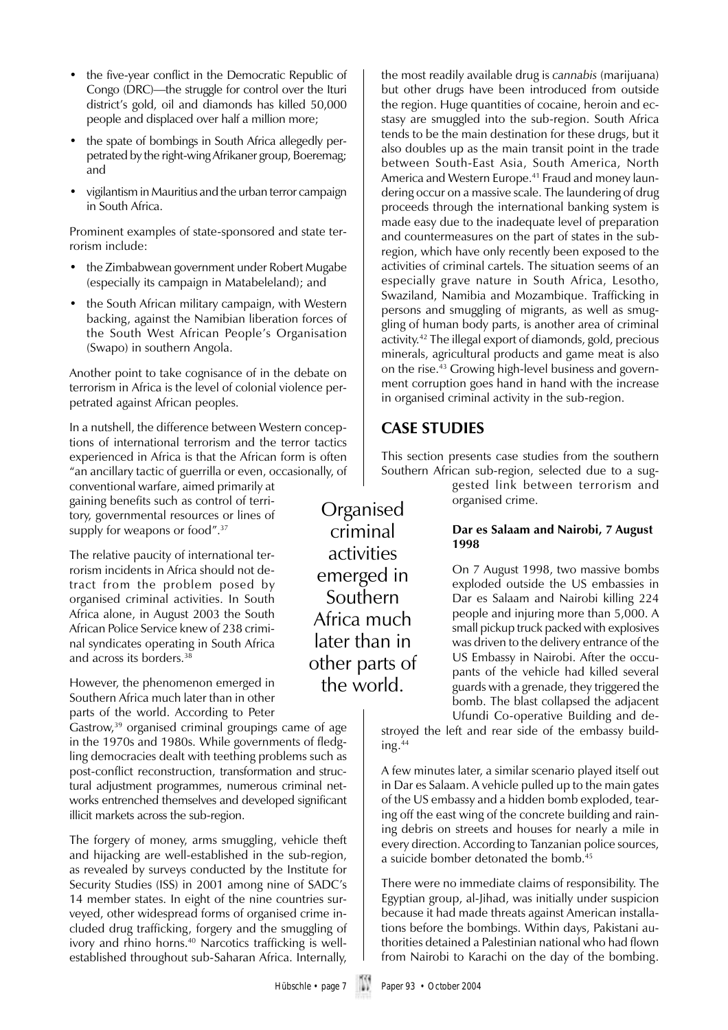- the five-year conflict in the Democratic Republic of Congo (DRC)—the struggle for control over the Ituri district's gold, oil and diamonds has killed 50,000 people and displaced over half a million more;
- the spate of bombings in South Africa allegedly perpetrated by the right-wing Afrikaner group, Boeremag; and
- vigilantism in Mauritius and the urban terror campaign in South Africa.

Prominent examples of state-sponsored and state terrorism include:

- the Zimbabwean government under Robert Mugabe (especially its campaign in Matabeleland); and
- the South African military campaign, with Western backing, against the Namibian liberation forces of the South West African People's Organisation (Swapo) in southern Angola.

Another point to take cognisance of in the debate on terrorism in Africa is the level of colonial violence perpetrated against African peoples.

In a nutshell, the difference between Western conceptions of international terrorism and the terror tactics experienced in Africa is that the African form is often "an ancillary tactic of guerrilla or even, occasionally, of conventional warfare, aimed primarily at gaining benefits such as control of territory, governmental resources or lines of supply for weapons or food".[37]

The relative paucity of international terrorism incidents in Africa should not detract from the problem posed by organised criminal activities. In South Africa alone, in August 2003 the South African Police Service knew of 238 criminal syndicates operating in South Africa and across its borders.[38]

> Organised criminal activities emerged in Southern Africa much later than in other parts of the world.

However, the phenomenon emerged in Southern Africa much later than in other parts of the world. According to Peter Gastrow,[39] organised criminal groupings came of age in the 1970s and 1980s. While governments of fledgling democracies dealt with teething problems such as post-conflict reconstruction, transformation and structural adjustment programmes, numerous criminal networks entrenched themselves and developed significant illicit markets across the sub-region.

The forgery of money, arms smuggling, vehicle theft and hijacking are well-established in the sub-region, as revealed by surveys conducted by the Institute for Security Studies (ISS) in 2001 among nine of SADC's 14 member states. In eight of the nine countries surveyed, other widespread forms of organised crime included drug trafficking, forgery and the smuggling of ivory and rhino horns.[40] Narcotics trafficking is well-established throughout sub-Saharan Africa. Internally, the most readily available drug is *cannabis* (marijuana) but other drugs have been introduced from outside the region. Huge quantities of cocaine, heroin and ecstasy are smuggled into the sub-region. South Africa tends to be the main destination for these drugs, but it also doubles up as the main transit point in the trade between South-East Asia, South America, North America and Western Europe.[41] Fraud and money laundering occur on a massive scale. The laundering of drug proceeds through the international banking system is made easy due to the inadequate level of preparation and countermeasures on the part of states in the sub-region, which have only recently been exposed to the activities of criminal cartels. The situation seems of an especially grave nature in South Africa, Lesotho, Swaziland, Namibia and Mozambique. Trafficking in persons and smuggling of migrants, as well as smuggling of human body parts, is another area of criminal activity.[42] The illegal export of diamonds, gold, precious minerals, agricultural products and game meat is also on the rise.[43] Growing high-level business and government corruption goes hand in hand with the increase in organised criminal activity in the sub-region.

## CASE STUDIES

This section presents case studies from the southern Southern African sub-region, selected due to a suggested link between terrorism and organised crime.

### Dar es Salaam and Nairobi, 7 August 1998

On 7 August 1998, two massive bombs exploded outside the US embassies in Dar es Salaam and Nairobi killing 224 people and injuring more than 5,000. A small pickup truck packed with explosives was driven to the delivery entrance of the US Embassy in Nairobi. After the occupants of the vehicle had killed several guards with a grenade, they triggered the bomb. The blast collapsed the adjacent Ufundi Co-operative Building and destroyed the left and rear side of the embassy building.[44]

A few minutes later, a similar scenario played itself out in Dar es Salaam. A vehicle pulled up to the main gates of the US embassy and a hidden bomb exploded, tearing off the east wing of the concrete building and raining debris on streets and houses for nearly a mile in every direction. According to Tanzanian police sources, a suicide bomber detonated the bomb.[45]

There were no immediate claims of responsibility. The Egyptian group, al-Jihad, was initially under suspicion because it had made threats against American installations before the bombings. Within days, Pakistani authorities detained a Palestinian national who had flown from Nairobi to Karachi on the day of the bombing.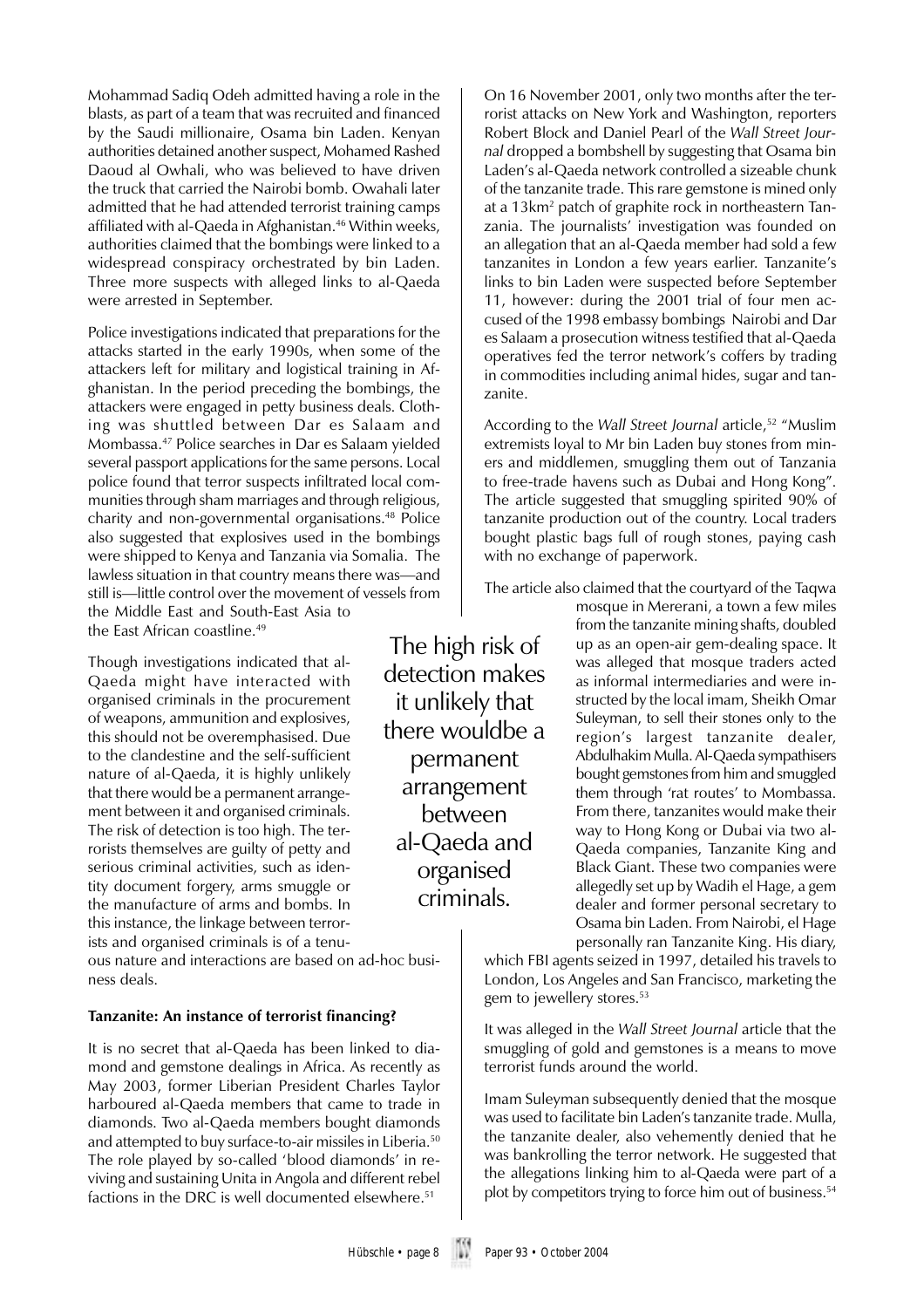Mohammad Sadiq Odeh admitted having a role in the blasts, as part of a team that was recruited and financed by the Saudi millionaire, Osama bin Laden. Kenyan authorities detained another suspect, Mohamed Rashed Daoud al Owhali, who was believed to have driven the truck that carried the Nairobi bomb. Owahali later admitted that he had attended terrorist training camps affiliated with al-Qaeda in Afghanistan.[46] Within weeks, authorities claimed that the bombings were linked to a widespread conspiracy orchestrated by bin Laden. Three more suspects with alleged links to al-Qaeda were arrested in September.

Police investigations indicated that preparations for the attacks started in the early 1990s, when some of the attackers left for military and logistical training in Afghanistan. In the period preceding the bombings, the attackers were engaged in petty business deals. Clothing was shuttled between Dar es Salaam and Mombassa.[47] Police searches in Dar es Salaam yielded several passport applications for the same persons. Local police found that terror suspects infiltrated local communities through sham marriages and through religious, charity and non-governmental organisations.[48] Police also suggested that explosives used in the bombings were shipped to Kenya and Tanzania via Somalia. The lawless situation in that country means there was—and still is—little control over the movement of vessels from the Middle East and South-East Asia to the East African coastline.[49]

Though investigations indicated that al-Qaeda might have interacted with organised criminals in the procurement of weapons, ammunition and explosives, this should not be overemphasised. Due to the clandestine and the self-sufficient nature of al-Qaeda, it is highly unlikely that there would be a permanent arrangement between it and organised criminals. The risk of detection is too high. The terrorists themselves are guilty of petty and serious criminal activities, such as identity document forgery, arms smuggle or the manufacture of arms and bombs. In this instance, the linkage between terrorists and organised criminals is of a tenuous nature and interactions are based on ad-hoc business deals.

> The high risk of detection makes it unlikely that there wouldbe a permanent arrangement between al-Qaeda and organised criminals.

**Tanzanite: An instance of terrorist financing?**

It is no secret that al-Qaeda has been linked to diamond and gemstone dealings in Africa. As recently as May 2003, former Liberian President Charles Taylor harboured al-Qaeda members that came to trade in diamonds. Two al-Qaeda members bought diamonds and attempted to buy surface-to-air missiles in Liberia.[50] The role played by so-called 'blood diamonds' in reviving and sustaining Unita in Angola and different rebel factions in the DRC is well documented elsewhere.[51]

On 16 November 2001, only two months after the terrorist attacks on New York and Washington, reporters Robert Block and Daniel Pearl of the *Wall Street Journal* dropped a bombshell by suggesting that Osama bin Laden's al-Qaeda network controlled a sizeable chunk of the tanzanite trade. This rare gemstone is mined only at a 13km$^2$ patch of graphite rock in northeastern Tanzania. The journalists' investigation was founded on an allegation that an al-Qaeda member had sold a few tanzanites in London a few years earlier. Tanzanite's links to bin Laden were suspected before September 11, however: during the 2001 trial of four men accused of the 1998 embassy bombings Nairobi and Dar es Salaam a prosecution witness testified that al-Qaeda operatives fed the terror network's coffers by trading in commodities including animal hides, sugar and tanzanite.

According to the *Wall Street Journal* article,[52] "Muslim extremists loyal to Mr bin Laden buy stones from miners and middlemen, smuggling them out of Tanzania to free-trade havens such as Dubai and Hong Kong". The article suggested that smuggling spirited 90% of tanzanite production out of the country. Local traders bought plastic bags full of rough stones, paying cash with no exchange of paperwork.

The article also claimed that the courtyard of the Taqwa mosque in Mererani, a town a few miles from the tanzanite mining shafts, doubled up as an open-air gem-dealing space. It was alleged that mosque traders acted as informal intermediaries and were instructed by the local imam, Sheikh Omar Suleyman, to sell their stones only to the region's largest tanzanite dealer, Abdulhakim Mulla. Al-Qaeda sympathisers bought gemstones from him and smuggled them through 'rat routes' to Mombassa. From there, tanzanites would make their way to Hong Kong or Dubai via two al-Qaeda companies, Tanzanite King and Black Giant. These two companies were allegedly set up by Wadih el Hage, a gem dealer and former personal secretary to Osama bin Laden. From Nairobi, el Hage personally ran Tanzanite King. His diary, which FBI agents seized in 1997, detailed his travels to London, Los Angeles and San Francisco, marketing the gem to jewellery stores.[53]

It was alleged in the *Wall Street Journal* article that the smuggling of gold and gemstones is a means to move terrorist funds around the world.

Imam Suleyman subsequently denied that the mosque was used to facilitate bin Laden's tanzanite trade. Mulla, the tanzanite dealer, also vehemently denied that he was bankrolling the terror network. He suggested that the allegations linking him to al-Qaeda were part of a plot by competitors trying to force him out of business.[54]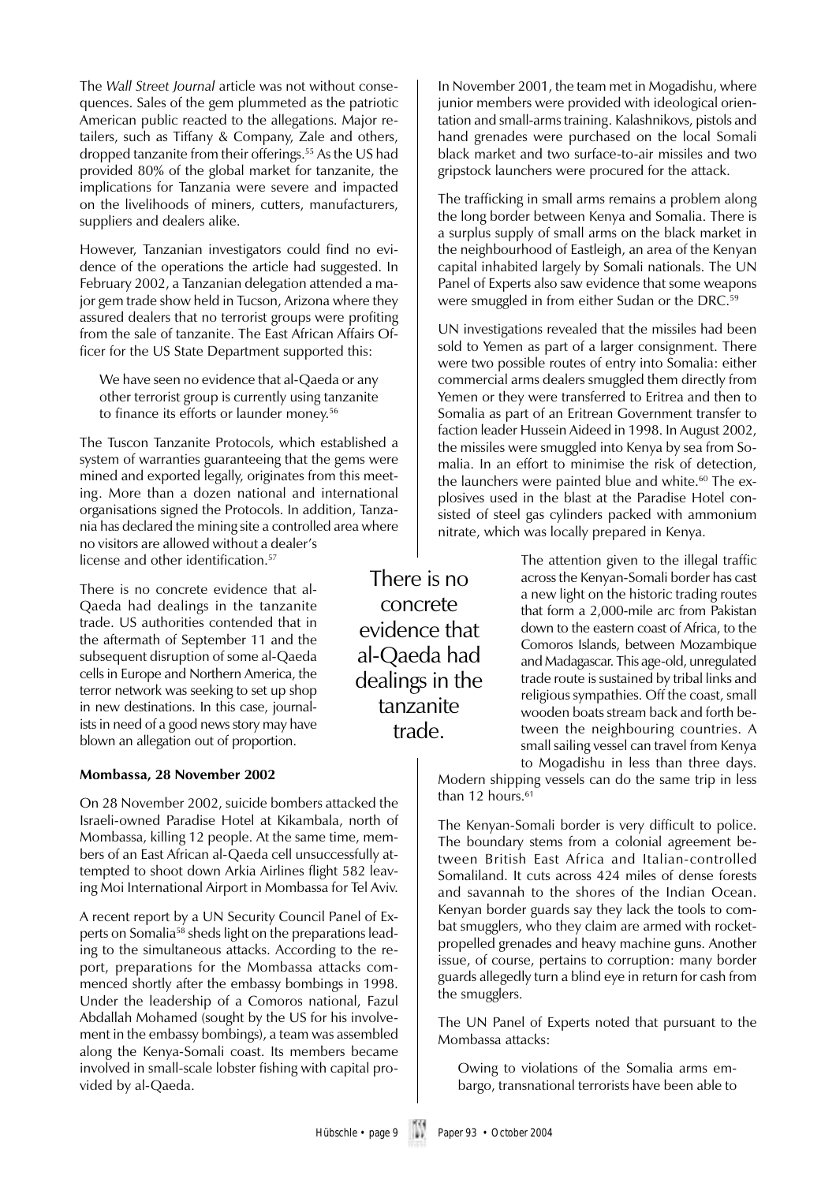The *Wall Street Journal* article was not without consequences. Sales of the gem plummeted as the patriotic American public reacted to the allegations. Major retailers, such as Tiffany & Company, Zale and others, dropped tanzanite from their offerings.[55] As the US had provided 80% of the global market for tanzanite, the implications for Tanzania were severe and impacted on the livelihoods of miners, cutters, manufacturers, suppliers and dealers alike.

However, Tanzanian investigators could find no evidence of the operations the article had suggested. In February 2002, a Tanzanian delegation attended a major gem trade show held in Tucson, Arizona where they assured dealers that no terrorist groups were profiting from the sale of tanzanite. The East African Affairs Officer for the US State Department supported this:

> We have seen no evidence that al-Qaeda or any other terrorist group is currently using tanzanite to finance its efforts or launder money.[56]

The Tuscon Tanzanite Protocols, which established a system of warranties guaranteeing that the gems were mined and exported legally, originates from this meeting. More than a dozen national and international organisations signed the Protocols. In addition, Tanzania has declared the mining site a controlled area where no visitors are allowed without a dealer's license and other identification.[57]

There is no concrete evidence that al-Qaeda had dealings in the tanzanite trade. US authorities contended that in the aftermath of September 11 and the subsequent disruption of some al-Qaeda cells in Europe and Northern America, the terror network was seeking to set up shop in new destinations. In this case, journalists in need of a good news story may have blown an allegation out of proportion.

> There is no concrete evidence that al-Qaeda had dealings in the tanzanite trade.

**Mombassa, 28 November 2002**

On 28 November 2002, suicide bombers attacked the Israeli-owned Paradise Hotel at Kikambala, north of Mombassa, killing 12 people. At the same time, members of an East African al-Qaeda cell unsuccessfully attempted to shoot down Arkia Airlines flight 582 leaving Moi International Airport in Mombassa for Tel Aviv.

A recent report by a UN Security Council Panel of Experts on Somalia[58] sheds light on the preparations leading to the simultaneous attacks. According to the report, preparations for the Mombassa attacks commenced shortly after the embassy bombings in 1998. Under the leadership of a Comoros national, Fazul Abdallah Mohamed (sought by the US for his involvement in the embassy bombings), a team was assembled along the Kenya-Somali coast. Its members became involved in small-scale lobster fishing with capital provided by al-Qaeda.

In November 2001, the team met in Mogadishu, where junior members were provided with ideological orientation and small-arms training. Kalashnikovs, pistols and hand grenades were purchased on the local Somali black market and two surface-to-air missiles and two gripstock launchers were procured for the attack.

The trafficking in small arms remains a problem along the long border between Kenya and Somalia. There is a surplus supply of small arms on the black market in the neighbourhood of Eastleigh, an area of the Kenyan capital inhabited largely by Somali nationals. The UN Panel of Experts also saw evidence that some weapons were smuggled in from either Sudan or the DRC.[59]

UN investigations revealed that the missiles had been sold to Yemen as part of a larger consignment. There were two possible routes of entry into Somalia: either commercial arms dealers smuggled them directly from Yemen or they were transferred to Eritrea and then to Somalia as part of an Eritrean Government transfer to faction leader Hussein Aideed in 1998. In August 2002, the missiles were smuggled into Kenya by sea from Somalia. In an effort to minimise the risk of detection, the launchers were painted blue and white.[60] The explosives used in the blast at the Paradise Hotel consisted of steel gas cylinders packed with ammonium nitrate, which was locally prepared in Kenya.

The attention given to the illegal traffic across the Kenyan-Somali border has cast a new light on the historic trading routes that form a 2,000-mile arc from Pakistan down to the eastern coast of Africa, to the Comoros Islands, between Mozambique and Madagascar. This age-old, unregulated trade route is sustained by tribal links and religious sympathies. Off the coast, small wooden boats stream back and forth between the neighbouring countries. A small sailing vessel can travel from Kenya to Mogadishu in less than three days. Modern shipping vessels can do the same trip in less than 12 hours.[61]

The Kenyan-Somali border is very difficult to police. The boundary stems from a colonial agreement between British East Africa and Italian-controlled Somaliland. It cuts across 424 miles of dense forests and savannah to the shores of the Indian Ocean. Kenyan border guards say they lack the tools to combat smugglers, who they claim are armed with rocket-propelled grenades and heavy machine guns. Another issue, of course, pertains to corruption: many border guards allegedly turn a blind eye in return for cash from the smugglers.

The UN Panel of Experts noted that pursuant to the Mombassa attacks:

> Owing to violations of the Somalia arms embargo, transnational terrorists have been able to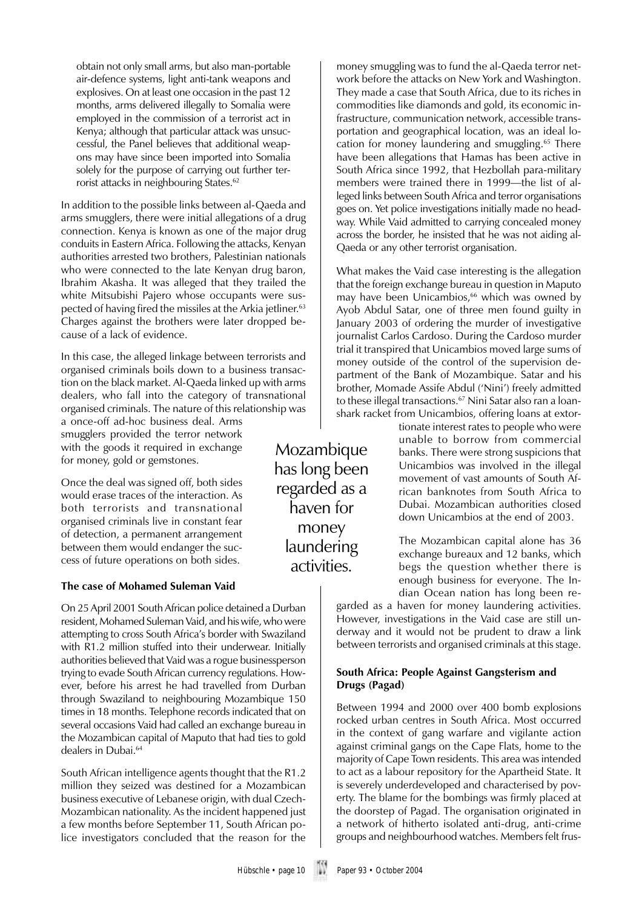obtain not only small arms, but also man-portable air-defence systems, light anti-tank weapons and explosives. On at least one occasion in the past 12 months, arms delivered illegally to Somalia were employed in the commission of a terrorist act in Kenya; although that particular attack was unsuccessful, the Panel believes that additional weapons may have since been imported into Somalia solely for the purpose of carrying out further terrorist attacks in neighbouring States.[62]

In addition to the possible links between al-Qaeda and arms smugglers, there were initial allegations of a drug connection. Kenya is known as one of the major drug conduits in Eastern Africa. Following the attacks, Kenyan authorities arrested two brothers, Palestinian nationals who were connected to the late Kenyan drug baron, Ibrahim Akasha. It was alleged that they trailed the white Mitsubishi Pajero whose occupants were suspected of having fired the missiles at the Arkia jetliner.[63] Charges against the brothers were later dropped because of a lack of evidence.

In this case, the alleged linkage between terrorists and organised criminals boils down to a business transaction on the black market. Al-Qaeda linked up with arms dealers, who fall into the category of transnational organised criminals. The nature of this relationship was a once-off ad-hoc business deal. Arms smugglers provided the terror network with the goods it required in exchange for money, gold or gemstones.

Once the deal was signed off, both sides would erase traces of the interaction. As both terrorists and transnational organised criminals live in constant fear of detection, a permanent arrangement between them would endanger the success of future operations on both sides.

**The case of Mohamed Suleman Vaid**

On 25 April 2001 South African police detained a Durban resident, Mohamed Suleman Vaid, and his wife, who were attempting to cross South Africa's border with Swaziland with R1.2 million stuffed into their underwear. Initially authorities believed that Vaid was a rogue businessperson trying to evade South African currency regulations. However, before his arrest he had travelled from Durban through Swaziland to neighbouring Mozambique 150 times in 18 months. Telephone records indicated that on several occasions Vaid had called an exchange bureau in the Mozambican capital of Maputo that had ties to gold dealers in Dubai.[64]

South African intelligence agents thought that the R1.2 million they seized was destined for a Mozambican business executive of Lebanese origin, with dual Czech-Mozambican nationality. As the incident happened just a few months before September 11, South African police investigators concluded that the reason for the money smuggling was to fund the al-Qaeda terror network before the attacks on New York and Washington. They made a case that South Africa, due to its riches in commodities like diamonds and gold, its economic infrastructure, communication network, accessible transportation and geographical location, was an ideal location for money laundering and smuggling.[65] There have been allegations that Hamas has been active in South Africa since 1992, that Hezbollah para-military members were trained there in 1999—the list of alleged links between South Africa and terror organisations goes on. Yet police investigations initially made no headway. While Vaid admitted to carrying concealed money across the border, he insisted that he was not aiding al-Qaeda or any other terrorist organisation.

What makes the Vaid case interesting is the allegation that the foreign exchange bureau in question in Maputo may have been Unicambios,[66] which was owned by Ayob Abdul Satar, one of three men found guilty in January 2003 of ordering the murder of investigative journalist Carlos Cardoso. During the Cardoso murder trial it transpired that Unicambios moved large sums of money outside of the control of the supervision department of the Bank of Mozambique. Satar and his brother, Momade Assife Abdul ('Nini') freely admitted to these illegal transactions.[67] Nini Satar also ran a loan-shark racket from Unicambios, offering loans at extortionate interest rates to people who were unable to borrow from commercial banks. There were strong suspicions that Unicambios was involved in the illegal movement of vast amounts of South African banknotes from South Africa to Dubai. Mozambican authorities closed down Unicambios at the end of 2003.

> Mozambique has long been regarded as a haven for money laundering activities.

The Mozambican capital alone has 36 exchange bureaux and 12 banks, which begs the question whether there is enough business for everyone. The Indian Ocean nation has long been regarded as a haven for money laundering activities. However, investigations in the Vaid case are still underway and it would not be prudent to draw a link between terrorists and organised criminals at this stage.

**South Africa: People Against Gangsterism and Drugs (Pagad)**

Between 1994 and 2000 over 400 bomb explosions rocked urban centres in South Africa. Most occurred in the context of gang warfare and vigilante action against criminal gangs on the Cape Flats, home to the majority of Cape Town residents. This area was intended to act as a labour repository for the Apartheid State. It is severely underdeveloped and characterised by poverty. The blame for the bombings was firmly placed at the doorstep of Pagad. The organisation originated in a network of hitherto isolated anti-drug, anti-crime groups and neighbourhood watches. Members felt frus-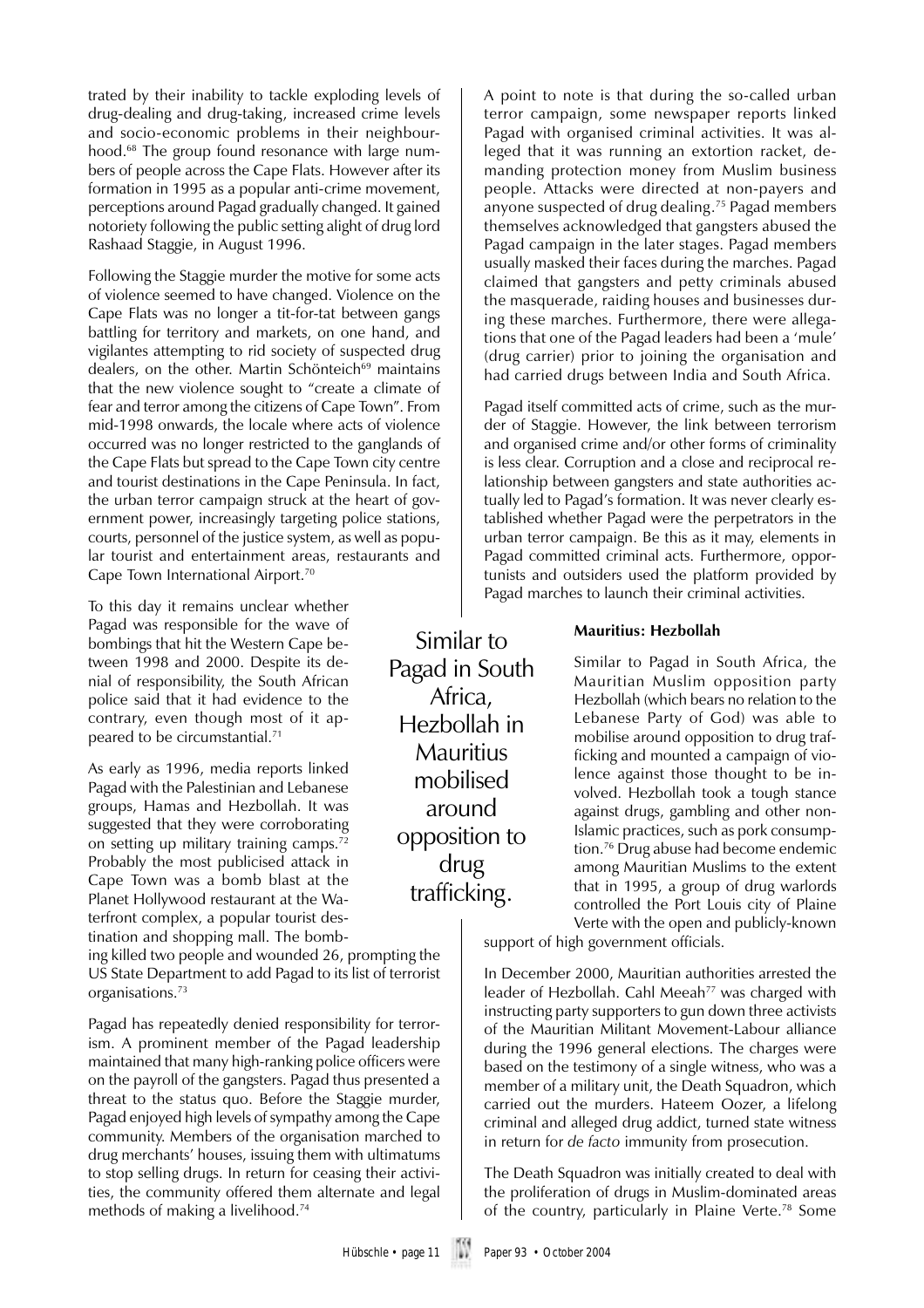trated by their inability to tackle exploding levels of drug-dealing and drug-taking, increased crime levels and socio-economic problems in their neighbourhood.[68] The group found resonance with large numbers of people across the Cape Flats. However after its formation in 1995 as a popular anti-crime movement, perceptions around Pagad gradually changed. It gained notoriety following the public setting alight of drug lord Rashaad Staggie, in August 1996.

Following the Staggie murder the motive for some acts of violence seemed to have changed. Violence on the Cape Flats was no longer a tit-for-tat between gangs battling for territory and markets, on one hand, and vigilantes attempting to rid society of suspected drug dealers, on the other. Martin Schönteich[69] maintains that the new violence sought to "create a climate of fear and terror among the citizens of Cape Town". From mid-1998 onwards, the locale where acts of violence occurred was no longer restricted to the ganglands of the Cape Flats but spread to the Cape Town city centre and tourist destinations in the Cape Peninsula. In fact, the urban terror campaign struck at the heart of government power, increasingly targeting police stations, courts, personnel of the justice system, as well as popular tourist and entertainment areas, restaurants and Cape Town International Airport.[70]

To this day it remains unclear whether Pagad was responsible for the wave of bombings that hit the Western Cape between 1998 and 2000. Despite its denial of responsibility, the South African police said that it had evidence to the contrary, even though most of it appeared to be circumstantial.[71]

As early as 1996, media reports linked Pagad with the Palestinian and Lebanese groups, Hamas and Hezbollah. It was suggested that they were corroborating on setting up military training camps.[72] Probably the most publicised attack in Cape Town was a bomb blast at the Planet Hollywood restaurant at the Waterfront complex, a popular tourist destination and shopping mall. The bombing killed two people and wounded 26, prompting the US State Department to add Pagad to its list of terrorist organisations.[73]

Pagad has repeatedly denied responsibility for terrorism. A prominent member of the Pagad leadership maintained that many high-ranking police officers were on the payroll of the gangsters. Pagad thus presented a threat to the status quo. Before the Staggie murder, Pagad enjoyed high levels of sympathy among the Cape community. Members of the organisation marched to drug merchants' houses, issuing them with ultimatums to stop selling drugs. In return for ceasing their activities, the community offered them alternate and legal methods of making a livelihood.[74]

A point to note is that during the so-called urban terror campaign, some newspaper reports linked Pagad with organised criminal activities. It was alleged that it was running an extortion racket, demanding protection money from Muslim business people. Attacks were directed at non-payers and anyone suspected of drug dealing.[75] Pagad members themselves acknowledged that gangsters abused the Pagad campaign in the later stages. Pagad members usually masked their faces during the marches. Pagad claimed that gangsters and petty criminals abused the masquerade, raiding houses and businesses during these marches. Furthermore, there were allegations that one of the Pagad leaders had been a 'mule' (drug carrier) prior to joining the organisation and had carried drugs between India and South Africa.

Pagad itself committed acts of crime, such as the murder of Staggie. However, the link between terrorism and organised crime and/or other forms of criminality is less clear. Corruption and a close and reciprocal relationship between gangsters and state authorities actually led to Pagad's formation. It was never clearly established whether Pagad were the perpetrators in the urban terror campaign. Be this as it may, elements in Pagad committed criminal acts. Furthermore, opportunists and outsiders used the platform provided by Pagad marches to launch their criminal activities.

> Similar to Pagad in South Africa, Hezbollah in Mauritius mobilised around opposition to drug trafficking.

**Mauritius: Hezbollah**

Similar to Pagad in South Africa, the Mauritian Muslim opposition party Hezbollah (which bears no relation to the Lebanese Party of God) was able to mobilise around opposition to drug trafficking and mounted a campaign of violence against those thought to be involved. Hezbollah took a tough stance against drugs, gambling and other non-Islamic practices, such as pork consumption.[76] Drug abuse had become endemic among Mauritian Muslims to the extent that in 1995, a group of drug warlords controlled the Port Louis city of Plaine Verte with the open and publicly-known support of high government officials.

In December 2000, Mauritian authorities arrested the leader of Hezbollah. Cahl Meeah[77] was charged with instructing party supporters to gun down three activists of the Mauritian Militant Movement-Labour alliance during the 1996 general elections. The charges were based on the testimony of a single witness, who was a member of a military unit, the Death Squadron, which carried out the murders. Hateem Oozer, a lifelong criminal and alleged drug addict, turned state witness in return for *de facto* immunity from prosecution.

The Death Squadron was initially created to deal with the proliferation of drugs in Muslim-dominated areas of the country, particularly in Plaine Verte.[78] Some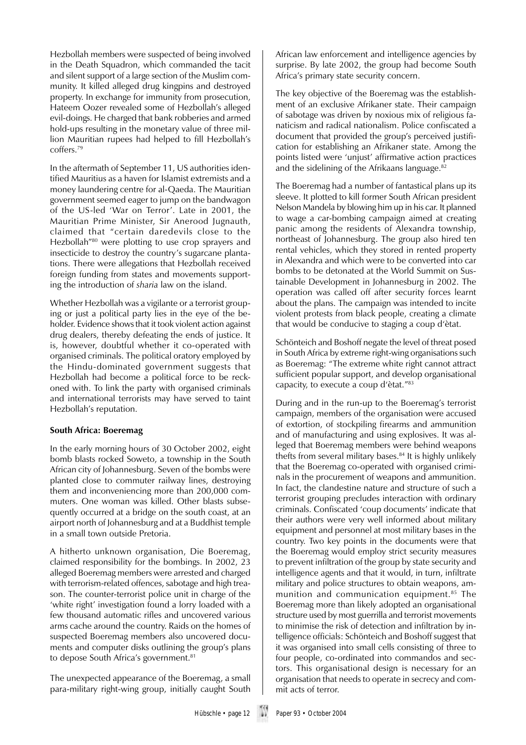Hezbollah members were suspected of being involved in the Death Squadron, which commanded the tacit and silent support of a large section of the Muslim community. It killed alleged drug kingpins and destroyed property. In exchange for immunity from prosecution, Hateem Oozer revealed some of Hezbollah's alleged evil-doings. He charged that bank robberies and armed hold-ups resulting in the monetary value of three million Mauritian rupees had helped to fill Hezbollah's coffers.[79]

In the aftermath of September 11, US authorities identified Mauritius as a haven for Islamist extremists and a money laundering centre for al-Qaeda. The Mauritian government seemed eager to jump on the bandwagon of the US-led 'War on Terror'. Late in 2001, the Mauritian Prime Minister, Sir Anerood Jugnauth, claimed that "certain daredevils close to the Hezbollah"[80] were plotting to use crop sprayers and insecticide to destroy the country's sugarcane plantations. There were allegations that Hezbollah received foreign funding from states and movements supporting the introduction of *sharia* law on the island.

Whether Hezbollah was a vigilante or a terrorist grouping or just a political party lies in the eye of the beholder. Evidence shows that it took violent action against drug dealers, thereby defeating the ends of justice. It is, however, doubtful whether it co-operated with organised criminals. The political oratory employed by the Hindu-dominated government suggests that Hezbollah had become a political force to be reckoned with. To link the party with organised criminals and international terrorists may have served to taint Hezbollah's reputation.

**South Africa: Boeremag**

In the early morning hours of 30 October 2002, eight bomb blasts rocked Soweto, a township in the South African city of Johannesburg. Seven of the bombs were planted close to commuter railway lines, destroying them and inconveniencing more than 200,000 commuters. One woman was killed. Other blasts subsequently occurred at a bridge on the south coast, at an airport north of Johannesburg and at a Buddhist temple in a small town outside Pretoria.

A hitherto unknown organisation, Die Boeremag, claimed responsibility for the bombings. In 2002, 23 alleged Boeremag members were arrested and charged with terrorism-related offences, sabotage and high treason. The counter-terrorist police unit in charge of the 'white right' investigation found a lorry loaded with a few thousand automatic rifles and uncovered various arms cache around the country. Raids on the homes of suspected Boeremag members also uncovered documents and computer disks outlining the group's plans to depose South Africa's government.[81]

The unexpected appearance of the Boeremag, a small para-military right-wing group, initially caught South African law enforcement and intelligence agencies by surprise. By late 2002, the group had become South Africa's primary state security concern.

The key objective of the Boeremag was the establishment of an exclusive Afrikaner state. Their campaign of sabotage was driven by noxious mix of religious fanaticism and radical nationalism. Police confiscated a document that provided the group's perceived justification for establishing an Afrikaner state. Among the points listed were 'unjust' affirmative action practices and the sidelining of the Afrikaans language.[82]

The Boeremag had a number of fantastical plans up its sleeve. It plotted to kill former South African president Nelson Mandela by blowing him up in his car. It planned to wage a car-bombing campaign aimed at creating panic among the residents of Alexandra township, northeast of Johannesburg. The group also hired ten rental vehicles, which they stored in rented property in Alexandra and which were to be converted into car bombs to be detonated at the World Summit on Sustainable Development in Johannesburg in 2002. The operation was called off after security forces learnt about the plans. The campaign was intended to incite violent protests from black people, creating a climate that would be conducive to staging a coup d'ètat.

Schönteich and Boshoff negate the level of threat posed in South Africa by extreme right-wing organisations such as Boeremag: "The extreme white right cannot attract sufficient popular support, and develop organisational capacity, to execute a coup d'ètat."[83]

During and in the run-up to the Boeremag's terrorist campaign, members of the organisation were accused of extortion, of stockpiling firearms and ammunition and of manufacturing and using explosives. It was alleged that Boeremag members were behind weapons thefts from several military bases.[84] It is highly unlikely that the Boeremag co-operated with organised criminals in the procurement of weapons and ammunition. In fact, the clandestine nature and structure of such a terrorist grouping precludes interaction with ordinary criminals. Confiscated 'coup documents' indicate that their authors were very well informed about military equipment and personnel at most military bases in the country. Two key points in the documents were that the Boeremag would employ strict security measures to prevent infiltration of the group by state security and intelligence agents and that it would, in turn, infiltrate military and police structures to obtain weapons, ammunition and communication equipment.[85] The Boeremag more than likely adopted an organisational structure used by most guerrilla and terrorist movements to minimise the risk of detection and infiltration by intelligence officials: Schönteich and Boshoff suggest that it was organised into small cells consisting of three to four people, co-ordinated into commandos and sectors. This organisational design is necessary for an organisation that needs to operate in secrecy and commit acts of terror.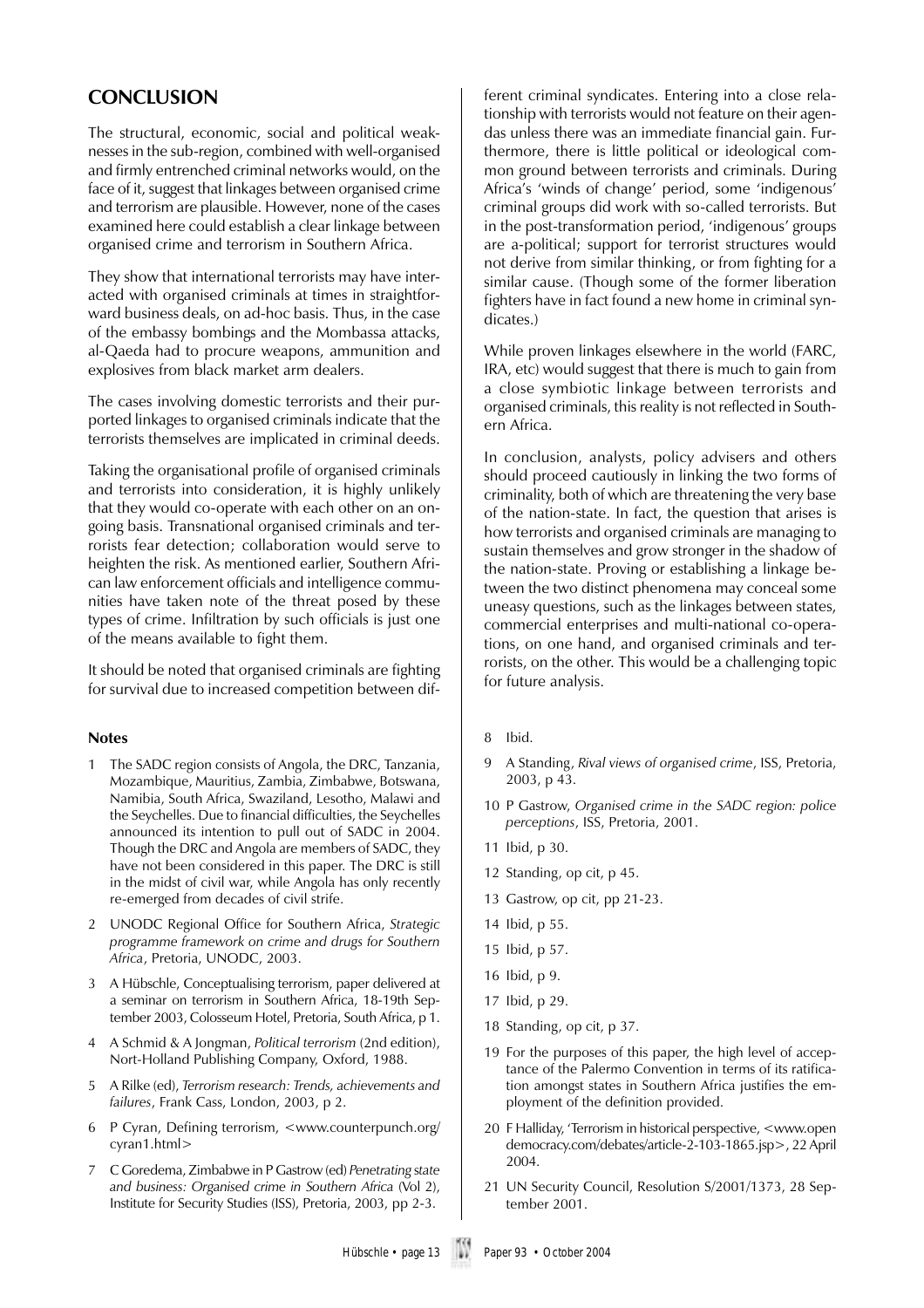## CONCLUSION

The structural, economic, social and political weaknesses in the sub-region, combined with well-organised and firmly entrenched criminal networks would, on the face of it, suggest that linkages between organised crime and terrorism are plausible. However, none of the cases examined here could establish a clear linkage between organised crime and terrorism in Southern Africa.

They show that international terrorists may have interacted with organised criminals at times in straightforward business deals, on ad-hoc basis. Thus, in the case of the embassy bombings and the Mombassa attacks, al-Qaeda had to procure weapons, ammunition and explosives from black market arm dealers.

The cases involving domestic terrorists and their purported linkages to organised criminals indicate that the terrorists themselves are implicated in criminal deeds.

Taking the organisational profile of organised criminals and terrorists into consideration, it is highly unlikely that they would co-operate with each other on an ongoing basis. Transnational organised criminals and terrorists fear detection; collaboration would serve to heighten the risk. As mentioned earlier, Southern African law enforcement officials and intelligence communities have taken note of the threat posed by these types of crime. Infiltration by such officials is just one of the means available to fight them.

It should be noted that organised criminals are fighting for survival due to increased competition between different criminal syndicates. Entering into a close relationship with terrorists would not feature on their agendas unless there was an immediate financial gain. Furthermore, there is little political or ideological common ground between terrorists and criminals. During Africa's 'winds of change' period, some 'indigenous' criminal groups did work with so-called terrorists. But in the post-transformation period, 'indigenous' groups are a-political; support for terrorist structures would not derive from similar thinking, or from fighting for a similar cause. (Though some of the former liberation fighters have in fact found a new home in criminal syndicates.)

While proven linkages elsewhere in the world (FARC, IRA, etc) would suggest that there is much to gain from a close symbiotic linkage between terrorists and organised criminals, this reality is not reflected in Southern Africa.

In conclusion, analysts, policy advisers and others should proceed cautiously in linking the two forms of criminality, both of which are threatening the very base of the nation-state. In fact, the question that arises is how terrorists and organised criminals are managing to sustain themselves and grow stronger in the shadow of the nation-state. Proving or establishing a linkage between the two distinct phenomena may conceal some uneasy questions, such as the linkages between states, commercial enterprises and multi-national co-operations, on one hand, and organised criminals and terrorists, on the other. This would be a challenging topic for future analysis.

### Notes

1. The SADC region consists of Angola, the DRC, Tanzania, Mozambique, Mauritius, Zambia, Zimbabwe, Botswana, Namibia, South Africa, Swaziland, Lesotho, Malawi and the Seychelles. Due to financial difficulties, the Seychelles announced its intention to pull out of SADC in 2004. Though the DRC and Angola are members of SADC, they have not been considered in this paper. The DRC is still in the midst of civil war, while Angola has only recently re-emerged from decades of civil strife.
2. UNODC Regional Office for Southern Africa, *Strategic programme framework on crime and drugs for Southern Africa*, Pretoria, UNODC, 2003.
3. A Hübschle, Conceptualising terrorism, paper delivered at a seminar on terrorism in Southern Africa, 18-19th September 2003, Colosseum Hotel, Pretoria, South Africa, p 1.
4. A Schmid & A Jongman, *Political terrorism* (2nd edition), Nort-Holland Publishing Company, Oxford, 1988.
5. A Rilke (ed), *Terrorism research: Trends, achievements and failures*, Frank Cass, London, 2003, p 2.
6. P Cyran, Defining terrorism, <www.counterpunch.org/cyran1.html>
7. C Goredema, Zimbabwe in P Gastrow (ed) *Penetrating state and business: Organised crime in Southern Africa* (Vol 2), Institute for Security Studies (ISS), Pretoria, 2003, pp 2-3.
8. Ibid.
9. A Standing, *Rival views of organised crime*, ISS, Pretoria, 2003, p 43.
10. P Gastrow, *Organised crime in the SADC region: police perceptions*, ISS, Pretoria, 2001.
11. Ibid, p 30.
12. Standing, op cit, p 45.
13. Gastrow, op cit, pp 21-23.
14. Ibid, p 55.
15. Ibid, p 57.
16. Ibid, p 9.
17. Ibid, p 29.
18. Standing, op cit, p 37.
19. For the purposes of this paper, the high level of acceptance of the Palermo Convention in terms of its ratification amongst states in Southern Africa justifies the employment of the definition provided.
20. F Halliday, 'Terrorism in historical perspective, <www.opendemocracy.com/debates/article-2-103-1865.jsp>, 22 April 2004.
21. UN Security Council, Resolution S/2001/1373, 28 September 2001.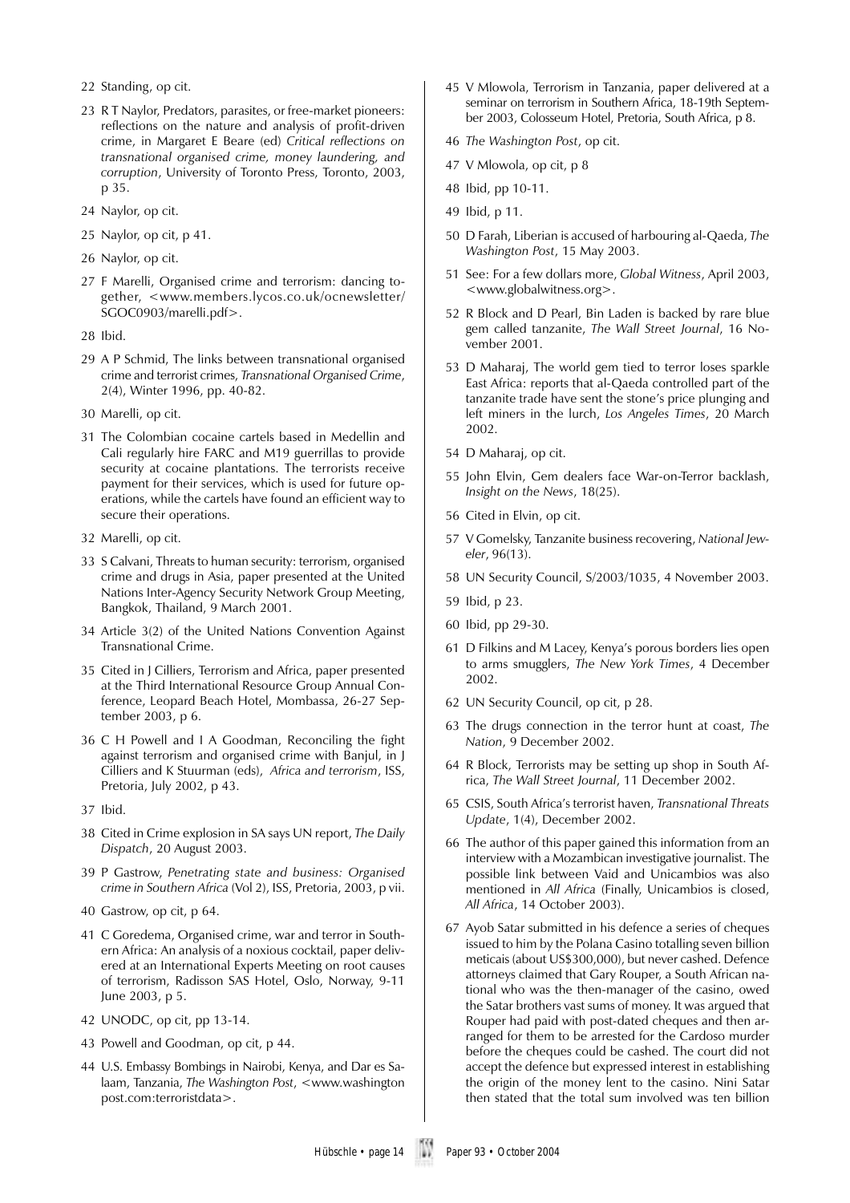22 Standing, op cit.

23 R T Naylor, Predators, parasites, or free-market pioneers: reflections on the nature and analysis of profit-driven crime, in Margaret E Beare (ed) *Critical reflections on transnational organised crime, money laundering, and corruption*, University of Toronto Press, Toronto, 2003, p 35.

24 Naylor, op cit.

25 Naylor, op cit, p 41.

26 Naylor, op cit.

27 F Marelli, Organised crime and terrorism: dancing together, <www.members.lycos.co.uk/ocnewsletter/SGOC0903/marelli.pdf>.

28 Ibid.

29 A P Schmid, The links between transnational organised crime and terrorist crimes, *Transnational Organised Crime*, 2(4), Winter 1996, pp. 40-82.

30 Marelli, op cit.

31 The Colombian cocaine cartels based in Medellin and Cali regularly hire FARC and M19 guerrillas to provide security at cocaine plantations. The terrorists receive payment for their services, which is used for future operations, while the cartels have found an efficient way to secure their operations.

32 Marelli, op cit.

33 S Calvani, Threats to human security: terrorism, organised crime and drugs in Asia, paper presented at the United Nations Inter-Agency Security Network Group Meeting, Bangkok, Thailand, 9 March 2001.

34 Article 3(2) of the United Nations Convention Against Transnational Crime.

35 Cited in J Cilliers, Terrorism and Africa, paper presented at the Third International Resource Group Annual Conference, Leopard Beach Hotel, Mombassa, 26-27 September 2003, p 6.

36 C H Powell and I A Goodman, Reconciling the fight against terrorism and organised crime with Banjul, in J Cilliers and K Stuurman (eds), *Africa and terrorism*, ISS, Pretoria, July 2002, p 43.

37 Ibid.

38 Cited in Crime explosion in SA says UN report, *The Daily Dispatch*, 20 August 2003.

39 P Gastrow, *Penetrating state and business: Organised crime in Southern Africa* (Vol 2), ISS, Pretoria, 2003, p vii.

40 Gastrow, op cit, p 64.

41 C Goredema, Organised crime, war and terror in Southern Africa: An analysis of a noxious cocktail, paper delivered at an International Experts Meeting on root causes of terrorism, Radisson SAS Hotel, Oslo, Norway, 9-11 June 2003, p 5.

42 UNODC, op cit, pp 13-14.

43 Powell and Goodman, op cit, p 44.

44 U.S. Embassy Bombings in Nairobi, Kenya, and Dar es Salaam, Tanzania, *The Washington Post*, <www.washington post.com:terroristdata>.

45 V Mlowola, Terrorism in Tanzania, paper delivered at a seminar on terrorism in Southern Africa, 18-19th September 2003, Colosseum Hotel, Pretoria, South Africa, p 8.

46 *The Washington Post*, op cit.

47 V Mlowola, op cit, p 8

48 Ibid, pp 10-11.

49 Ibid, p 11.

50 D Farah, Liberian is accused of harbouring al-Qaeda, *The Washington Post*, 15 May 2003.

51 See: For a few dollars more, *Global Witness*, April 2003, <www.globalwitness.org>.

52 R Block and D Pearl, Bin Laden is backed by rare blue gem called tanzanite, *The Wall Street Journal*, 16 November 2001.

53 D Maharaj, The world gem tied to terror loses sparkle East Africa: reports that al-Qaeda controlled part of the tanzanite trade have sent the stone's price plunging and left miners in the lurch, *Los Angeles Times*, 20 March 2002.

54 D Maharaj, op cit.

55 John Elvin, Gem dealers face War-on-Terror backlash, *Insight on the News*, 18(25).

56 Cited in Elvin, op cit.

57 V Gomelsky, Tanzanite business recovering, *National Jeweler*, 96(13).

58 UN Security Council, S/2003/1035, 4 November 2003.

59 Ibid, p 23.

60 Ibid, pp 29-30.

61 D Filkins and M Lacey, Kenya's porous borders lies open to arms smugglers, *The New York Times*, 4 December 2002.

62 UN Security Council, op cit, p 28.

63 The drugs connection in the terror hunt at coast, *The Nation*, 9 December 2002.

64 R Block, Terrorists may be setting up shop in South Africa, *The Wall Street Journal*, 11 December 2002.

65 CSIS, South Africa's terrorist haven, *Transnational Threats Update*, 1(4), December 2002.

66 The author of this paper gained this information from an interview with a Mozambican investigative journalist. The possible link between Vaid and Unicambios was also mentioned in *All Africa* (Finally, Unicambios is closed, *All Africa*, 14 October 2003).

67 Ayob Satar submitted in his defence a series of cheques issued to him by the Polana Casino totalling seven billion meticais (about US$300,000), but never cashed. Defence attorneys claimed that Gary Rouper, a South African national who was the then-manager of the casino, owed the Satar brothers vast sums of money. It was argued that Rouper had paid with post-dated cheques and then arranged for them to be arrested for the Cardoso murder before the cheques could be cashed. The court did not accept the defence but expressed interest in establishing the origin of the money lent to the casino. Nini Satar then stated that the total sum involved was ten billion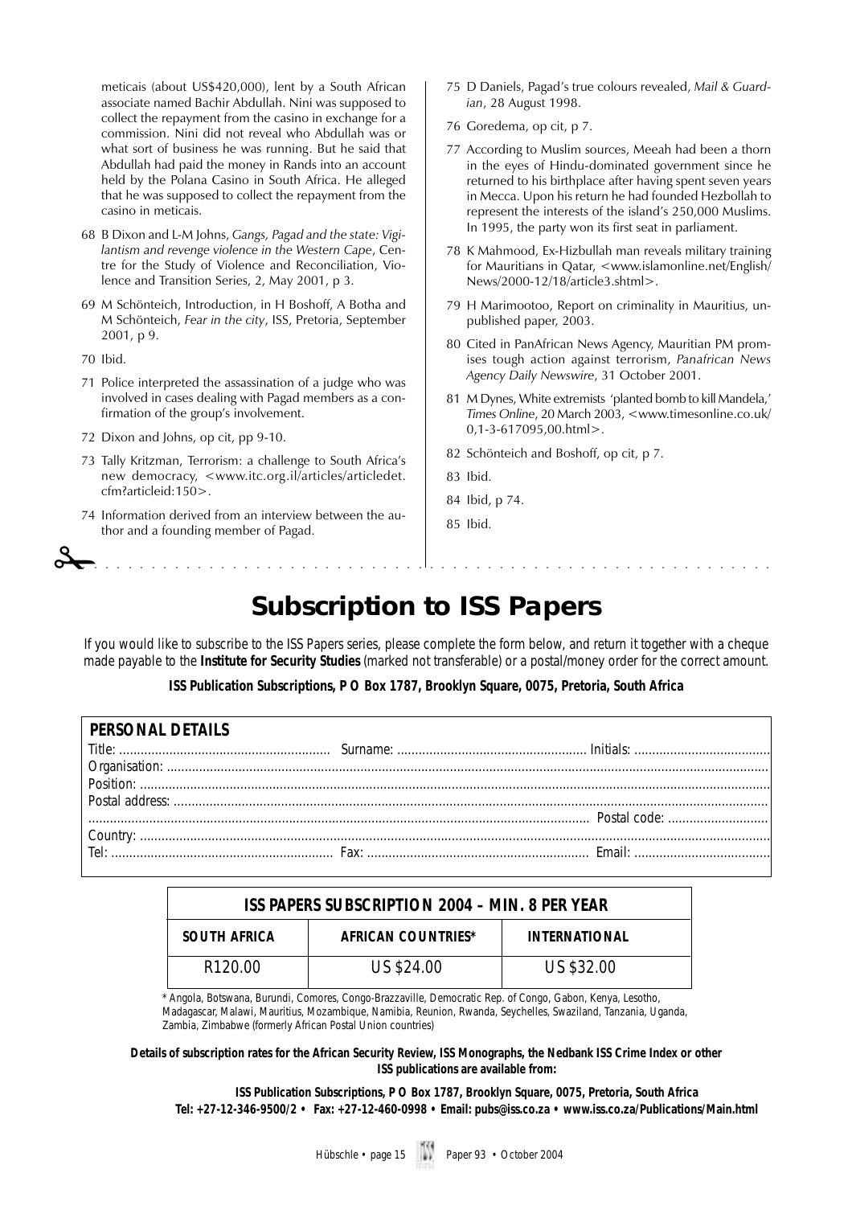meticais (about US$420,000), lent by a South African associate named Bachir Abdullah. Nini was supposed to collect the repayment from the casino in exchange for a commission. Nini did not reveal who Abdullah was or what sort of business he was running. But he said that Abdullah had paid the money in Rands into an account held by the Polana Casino in South Africa. He alleged that he was supposed to collect the repayment from the casino in meticais.

68 B Dixon and L-M Johns, *Gangs, Pagad and the state: Vigilantism and revenge violence in the Western Cape*, Centre for the Study of Violence and Reconciliation, Violence and Transition Series, 2, May 2001, p 3.

69 M Schönteich, Introduction, in H Boshoff, A Botha and M Schönteich, *Fear in the city*, ISS, Pretoria, September 2001, p 9.

70 Ibid.

71 Police interpreted the assassination of a judge who was involved in cases dealing with Pagad members as a confirmation of the group's involvement.

72 Dixon and Johns, op cit, pp 9-10.

73 Tally Kritzman, Terrorism: a challenge to South Africa's new democracy, <www.itc.org.il/articles/articledet.cfm?articleid:150>.

74 Information derived from an interview between the author and a founding member of Pagad.

75 D Daniels, Pagad's true colours revealed, *Mail & Guardian*, 28 August 1998.

76 Goredema, op cit, p 7.

77 According to Muslim sources, Meeah had been a thorn in the eyes of Hindu-dominated government since he returned to his birthplace after having spent seven years in Mecca. Upon his return he had founded Hezbollah to represent the interests of the island's 250,000 Muslims. In 1995, the party won its first seat in parliament.

78 K Mahmood, Ex-Hizbullah man reveals military training for Mauritians in Qatar, <www.islamonline.net/English/News/2000-12/18/article3.shtml>.

79 H Marimootoo, Report on criminality in Mauritius, unpublished paper, 2003.

80 Cited in PanAfrican News Agency, Mauritian PM promises tough action against terrorism, *Panafrican News Agency Daily Newswire*, 31 October 2001.

81 M Dynes, White extremists 'planted bomb to kill Mandela,' *Times Online*, 20 March 2003, <www.timesonline.co.uk/0,1-3-617095,00.html>.

82 Schönteich and Boshoff, op cit, p 7.

83 Ibid.

84 Ibid, p 74.

85 Ibid.

# Subscription to ISS Papers

If you would like to subscribe to the ISS Papers series, please complete the form below, and return it together with a cheque made payable to the **Institute for Security Studies** (marked not transferable) or a postal/money order for the correct amount.

**ISS Publication Subscriptions, P O Box 1787, Brooklyn Square, 0075, Pretoria, South Africa**

**PERSONAL DETAILS**

Title: .................... Surname: .................... Initials: ....................

Organisation: ....................

Position: ....................

Postal address: ....................

.................... Postal code: ....................

Country: ....................

Tel: .................... Fax: .................... Email: ....................

| ISS PAPERS SUBSCRIPTION 2004 – MIN. 8 PER YEAR | | |
|---|---|---|
| **SOUTH AFRICA** | **AFRICAN COUNTRIES*** | **INTERNATIONAL** |
| R120.00 | US $24.00 | US $32.00 |

\* Angola, Botswana, Burundi, Comores, Congo-Brazzaville, Democratic Rep. of Congo, Gabon, Kenya, Lesotho, Madagascar, Malawi, Mauritius, Mozambique, Namibia, Reunion, Rwanda, Seychelles, Swaziland, Tanzania, Uganda, Zambia, Zimbabwe (formerly African Postal Union countries)

**Details of subscription rates for the African Security Review, ISS Monographs, the Nedbank ISS Crime Index or other ISS publications are available from:**

**ISS Publication Subscriptions, P O Box 1787, Brooklyn Square, 0075, Pretoria, South Africa**
**Tel: +27-12-346-9500/2 • Fax: +27-12-460-0998 • Email: pubs@iss.co.za • www.iss.co.za/Publications/Main.html**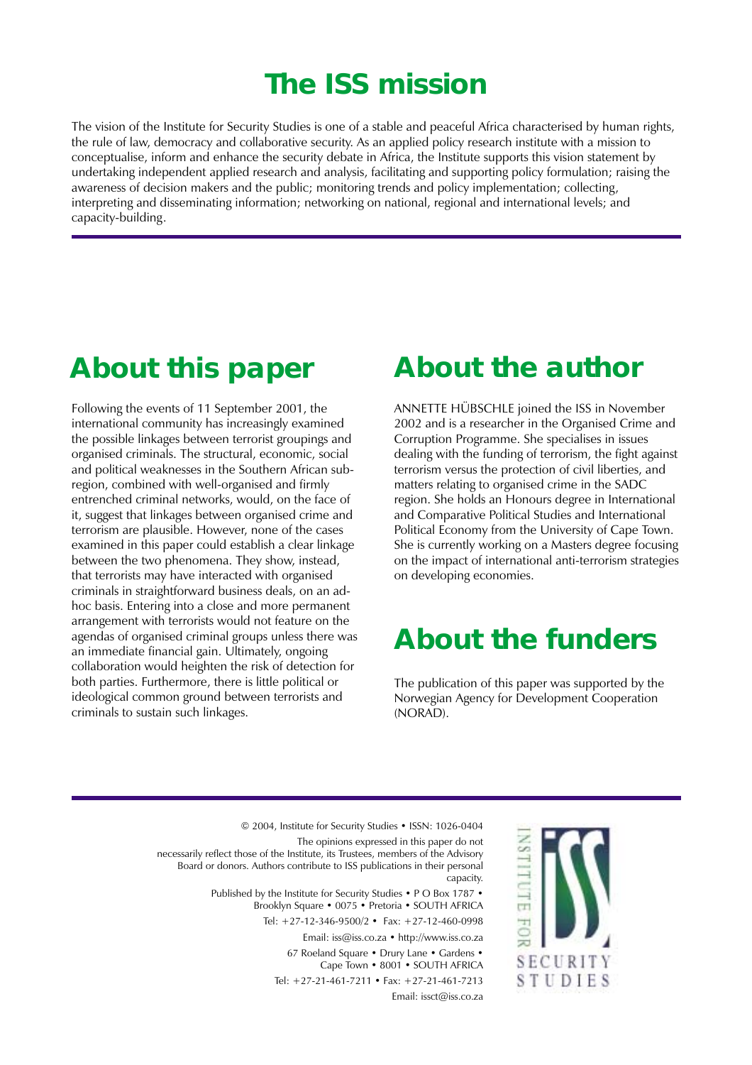# The ISS mission

The vision of the Institute for Security Studies is one of a stable and peaceful Africa characterised by human rights, the rule of law, democracy and collaborative security. As an applied policy research institute with a mission to conceptualise, inform and enhance the security debate in Africa, the Institute supports this vision statement by undertaking independent applied research and analysis, facilitating and supporting policy formulation; raising the awareness of decision makers and the public; monitoring trends and policy implementation; collecting, interpreting and disseminating information; networking on national, regional and international levels; and capacity-building.

## About this paper

Following the events of 11 September 2001, the international community has increasingly examined the possible linkages between terrorist groupings and organised criminals. The structural, economic, social and political weaknesses in the Southern African sub-region, combined with well-organised and firmly entrenched criminal networks, would, on the face of it, suggest that linkages between organised crime and terrorism are plausible. However, none of the cases examined in this paper could establish a clear linkage between the two phenomena. They show, instead, that terrorists may have interacted with organised criminals in straightforward business deals, on an ad-hoc basis. Entering into a close and more permanent arrangement with terrorists would not feature on the agendas of organised criminal groups unless there was an immediate financial gain. Ultimately, ongoing collaboration would heighten the risk of detection for both parties. Furthermore, there is little political or ideological common ground between terrorists and criminals to sustain such linkages.

## About the author

ANNETTE HÜBSCHLE joined the ISS in November 2002 and is a researcher in the Organised Crime and Corruption Programme. She specialises in issues dealing with the funding of terrorism, the fight against terrorism versus the protection of civil liberties, and matters relating to organised crime in the SADC region. She holds an Honours degree in International and Comparative Political Studies and International Political Economy from the University of Cape Town. She is currently working on a Masters degree focusing on the impact of international anti-terrorism strategies on developing economies.

## About the funders

The publication of this paper was supported by the Norwegian Agency for Development Cooperation (NORAD).

© 2004, Institute for Security Studies • ISSN: 1026-0404

The opinions expressed in this paper do not necessarily reflect those of the Institute, its Trustees, members of the Advisory Board or donors. Authors contribute to ISS publications in their personal capacity.

Published by the Institute for Security Studies • P O Box 1787 • Brooklyn Square • 0075 • Pretoria • SOUTH AFRICA

Tel: +27-12-346-9500/2 • Fax: +27-12-460-0998

Email: iss@iss.co.za • http://www.iss.co.za

67 Roeland Square • Drury Lane • Gardens • Cape Town • 8001 • SOUTH AFRICA

Tel: +27-21-461-7211 • Fax: +27-21-461-7213

Email: issct@iss.co.za

INSTITUTE FOR SECURITY STUDIES